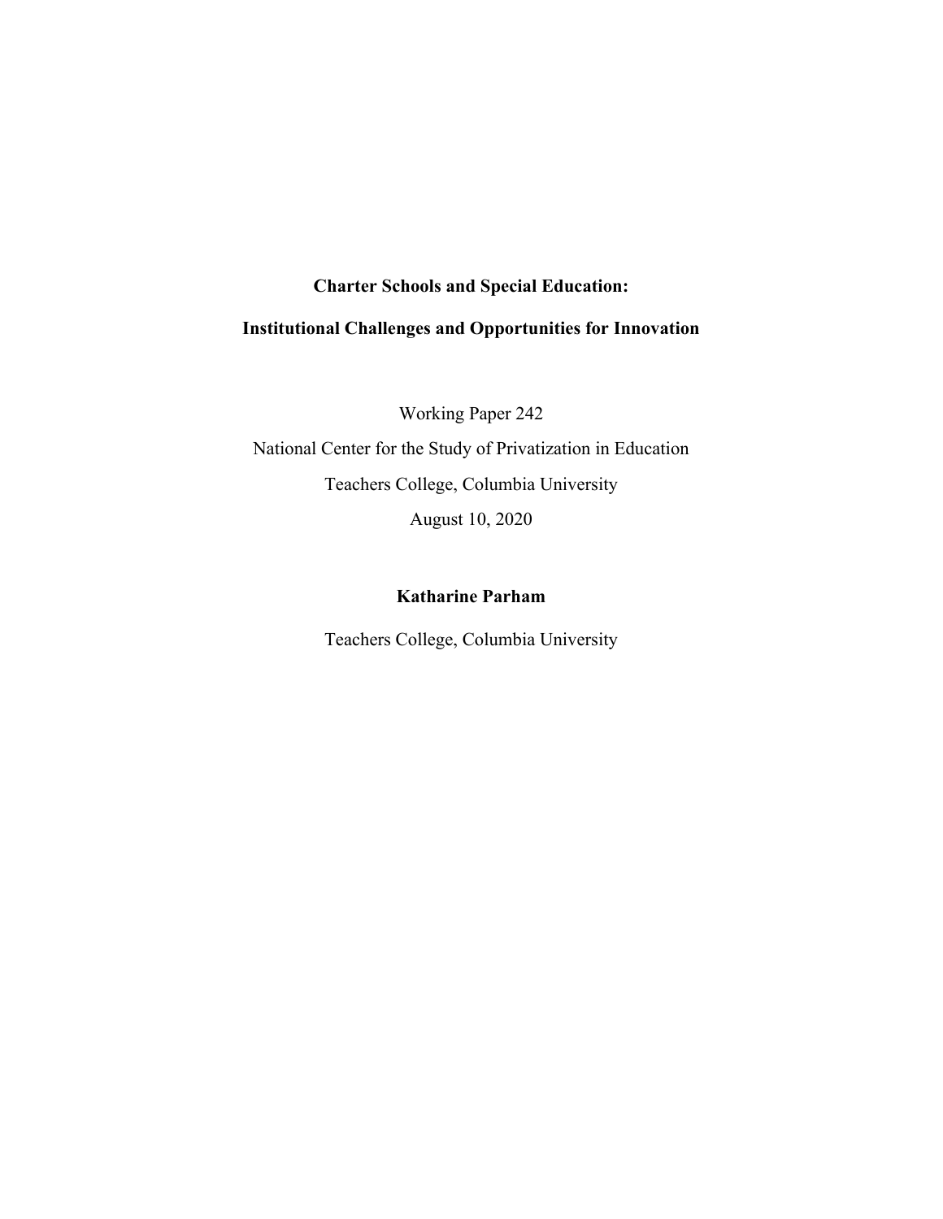# Charter Schools and Special Education:

# Institutional Challenges and Opportunities for Innovation

Working Paper 242

National Center for the Study of Privatization in Education

Teachers College, Columbia University

August 10, 2020

**Katharine Parham**

Teachers College, Columbia University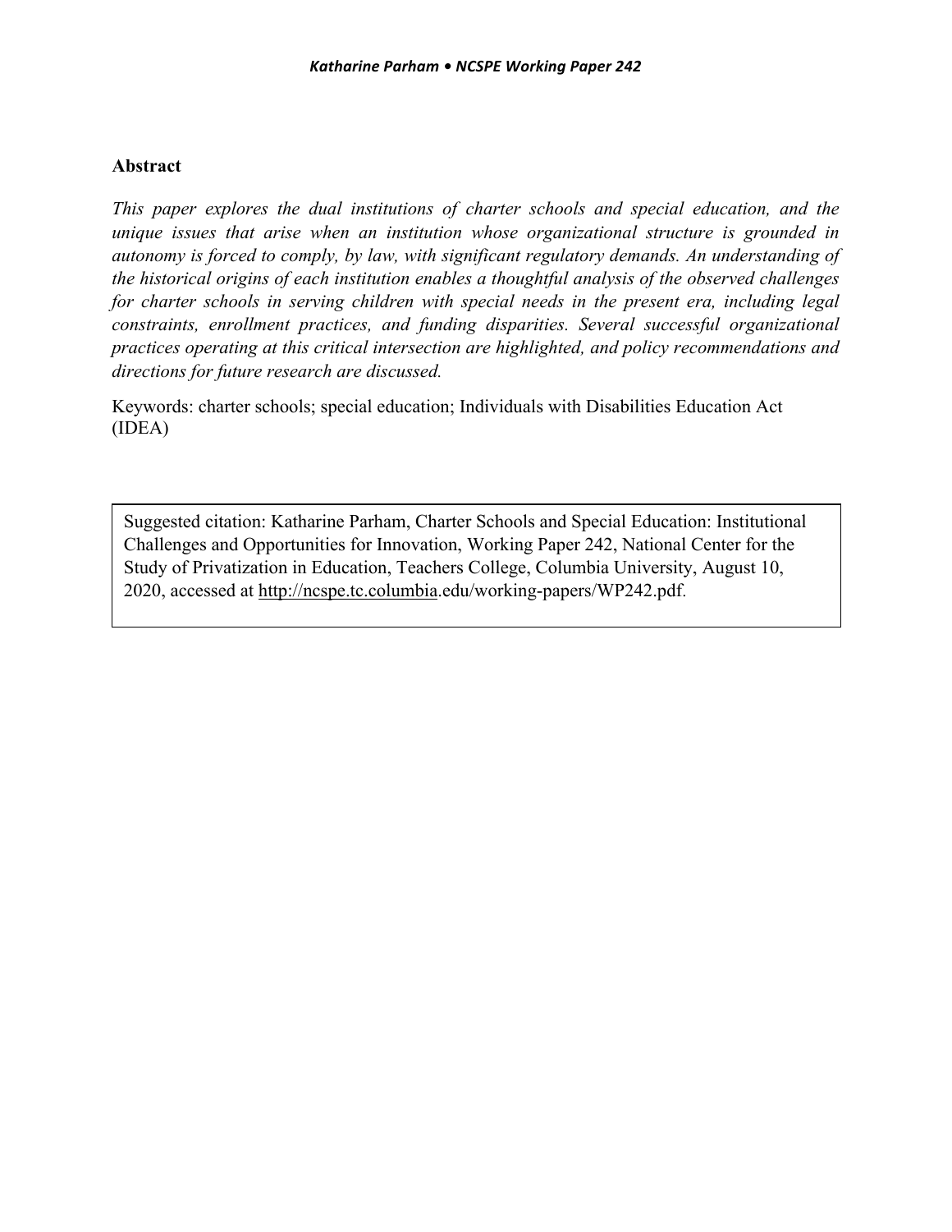## Abstract

*This paper explores the dual institutions of charter schools and special education, and the unique issues that arise when an institution whose organizational structure is grounded in autonomy is forced to comply, by law, with significant regulatory demands. An understanding of the historical origins of each institution enables a thoughtful analysis of the observed challenges for charter schools in serving children with special needs in the present era, including legal constraints, enrollment practices, and funding disparities. Several successful organizational practices operating at this critical intersection are highlighted, and policy recommendations and directions for future research are discussed.*

Keywords: charter schools; special education; Individuals with Disabilities Education Act (IDEA)

> Suggested citation: Katharine Parham, Charter Schools and Special Education: Institutional Challenges and Opportunities for Innovation, Working Paper 242, National Center for the Study of Privatization in Education, Teachers College, Columbia University, August 10, 2020, accessed at http://ncspe.tc.columbia.edu/working-papers/WP242.pdf.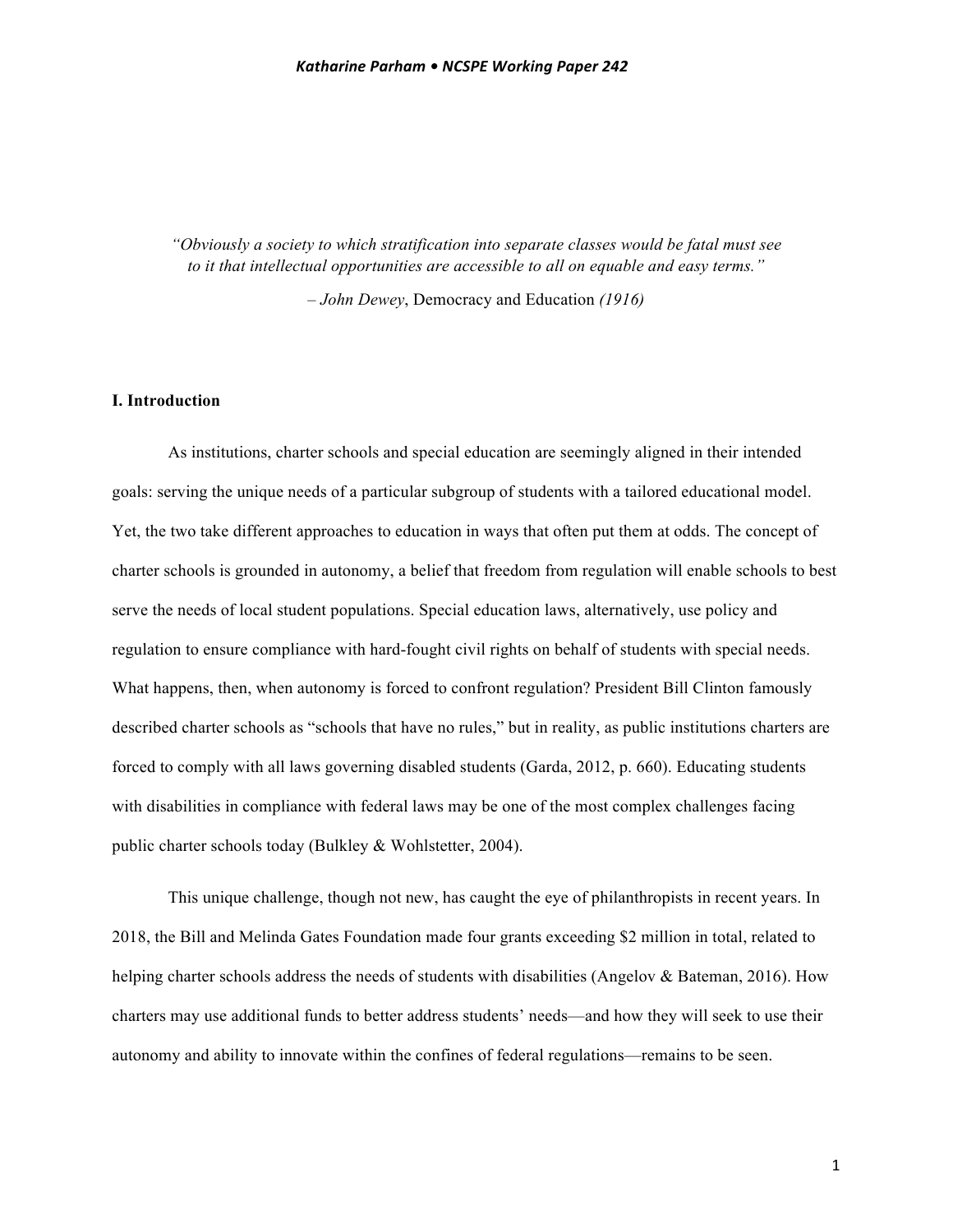*"Obviously a society to which stratification into separate classes would be fatal must see to it that intellectual opportunities are accessible to all on equable and easy terms."*

*– John Dewey*, Democracy and Education *(1916)*

## I. Introduction

As institutions, charter schools and special education are seemingly aligned in their intended goals: serving the unique needs of a particular subgroup of students with a tailored educational model. Yet, the two take different approaches to education in ways that often put them at odds. The concept of charter schools is grounded in autonomy, a belief that freedom from regulation will enable schools to best serve the needs of local student populations. Special education laws, alternatively, use policy and regulation to ensure compliance with hard-fought civil rights on behalf of students with special needs. What happens, then, when autonomy is forced to confront regulation? President Bill Clinton famously described charter schools as "schools that have no rules," but in reality, as public institutions charters are forced to comply with all laws governing disabled students (Garda, 2012, p. 660). Educating students with disabilities in compliance with federal laws may be one of the most complex challenges facing public charter schools today (Bulkley & Wohlstetter, 2004).

This unique challenge, though not new, has caught the eye of philanthropists in recent years. In 2018, the Bill and Melinda Gates Foundation made four grants exceeding $2 million in total, related to helping charter schools address the needs of students with disabilities (Angelov & Bateman, 2016). How charters may use additional funds to better address students' needs—and how they will seek to use their autonomy and ability to innovate within the confines of federal regulations—remains to be seen.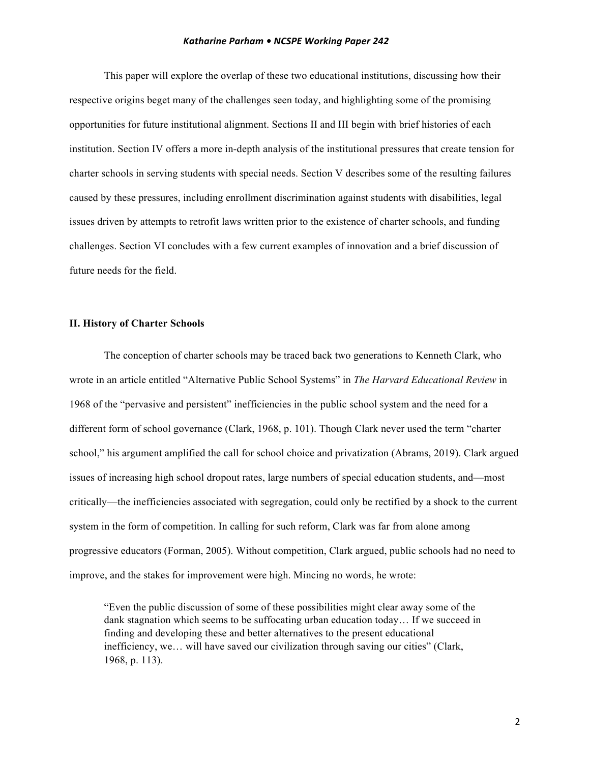This paper will explore the overlap of these two educational institutions, discussing how their respective origins beget many of the challenges seen today, and highlighting some of the promising opportunities for future institutional alignment. Sections II and III begin with brief histories of each institution. Section IV offers a more in-depth analysis of the institutional pressures that create tension for charter schools in serving students with special needs. Section V describes some of the resulting failures caused by these pressures, including enrollment discrimination against students with disabilities, legal issues driven by attempts to retrofit laws written prior to the existence of charter schools, and funding challenges. Section VI concludes with a few current examples of innovation and a brief discussion of future needs for the field.

## II. History of Charter Schools

The conception of charter schools may be traced back two generations to Kenneth Clark, who wrote in an article entitled "Alternative Public School Systems" in *The Harvard Educational Review* in 1968 of the "pervasive and persistent" inefficiencies in the public school system and the need for a different form of school governance (Clark, 1968, p. 101). Though Clark never used the term "charter school," his argument amplified the call for school choice and privatization (Abrams, 2019). Clark argued issues of increasing high school dropout rates, large numbers of special education students, and—most critically—the inefficiencies associated with segregation, could only be rectified by a shock to the current system in the form of competition. In calling for such reform, Clark was far from alone among progressive educators (Forman, 2005). Without competition, Clark argued, public schools had no need to improve, and the stakes for improvement were high. Mincing no words, he wrote:

> "Even the public discussion of some of these possibilities might clear away some of the dank stagnation which seems to be suffocating urban education today… If we succeed in finding and developing these and better alternatives to the present educational inefficiency, we… will have saved our civilization through saving our cities" (Clark, 1968, p. 113).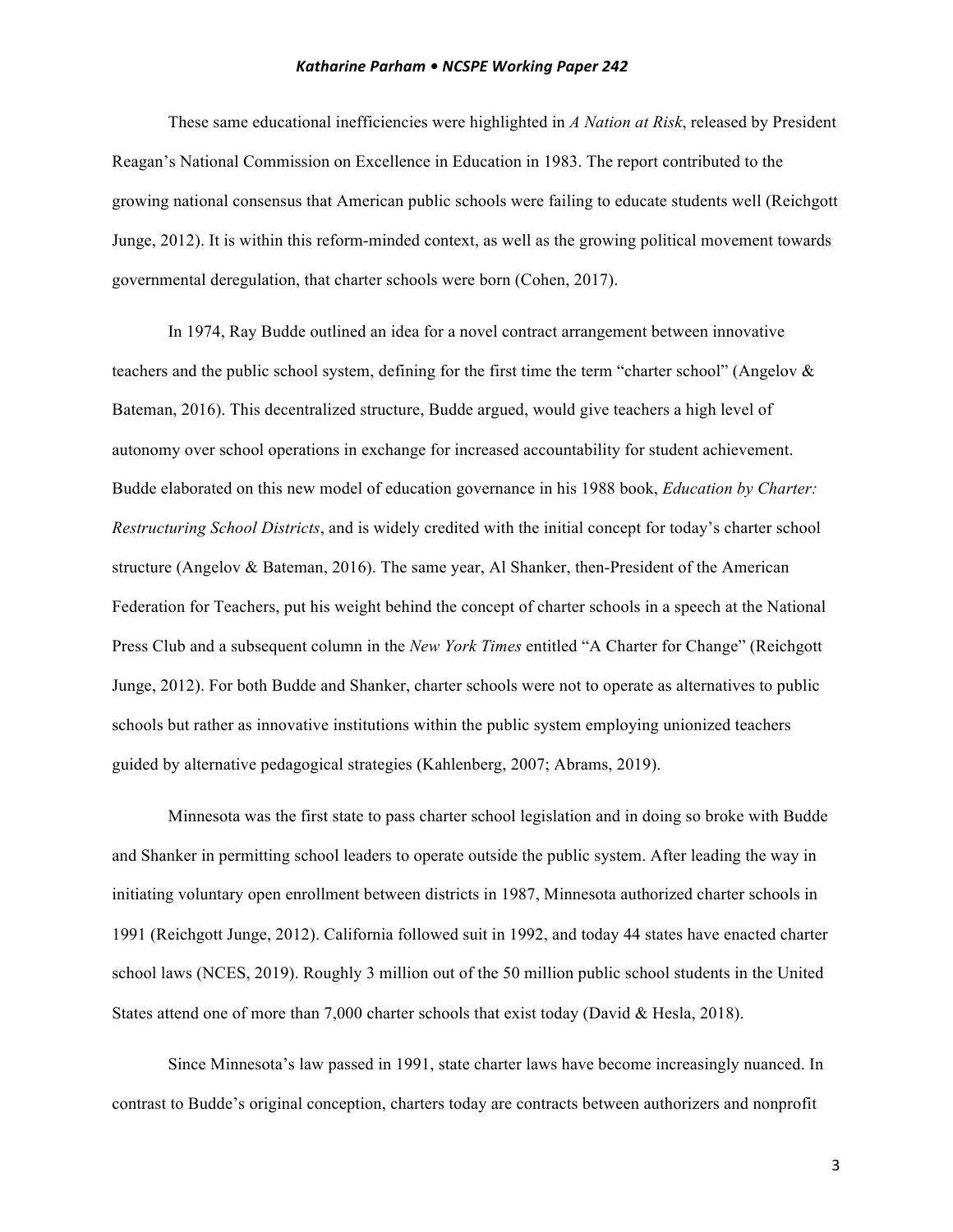These same educational inefficiencies were highlighted in *A Nation at Risk*, released by President Reagan's National Commission on Excellence in Education in 1983. The report contributed to the growing national consensus that American public schools were failing to educate students well (Reichgott Junge, 2012). It is within this reform-minded context, as well as the growing political movement towards governmental deregulation, that charter schools were born (Cohen, 2017).

In 1974, Ray Budde outlined an idea for a novel contract arrangement between innovative teachers and the public school system, defining for the first time the term "charter school" (Angelov & Bateman, 2016). This decentralized structure, Budde argued, would give teachers a high level of autonomy over school operations in exchange for increased accountability for student achievement. Budde elaborated on this new model of education governance in his 1988 book, *Education by Charter: Restructuring School Districts*, and is widely credited with the initial concept for today's charter school structure (Angelov & Bateman, 2016). The same year, Al Shanker, then-President of the American Federation for Teachers, put his weight behind the concept of charter schools in a speech at the National Press Club and a subsequent column in the *New York Times* entitled "A Charter for Change" (Reichgott Junge, 2012). For both Budde and Shanker, charter schools were not to operate as alternatives to public schools but rather as innovative institutions within the public system employing unionized teachers guided by alternative pedagogical strategies (Kahlenberg, 2007; Abrams, 2019).

Minnesota was the first state to pass charter school legislation and in doing so broke with Budde and Shanker in permitting school leaders to operate outside the public system. After leading the way in initiating voluntary open enrollment between districts in 1987, Minnesota authorized charter schools in 1991 (Reichgott Junge, 2012). California followed suit in 1992, and today 44 states have enacted charter school laws (NCES, 2019). Roughly 3 million out of the 50 million public school students in the United States attend one of more than 7,000 charter schools that exist today (David & Hesla, 2018).

Since Minnesota's law passed in 1991, state charter laws have become increasingly nuanced. In contrast to Budde's original conception, charters today are contracts between authorizers and nonprofit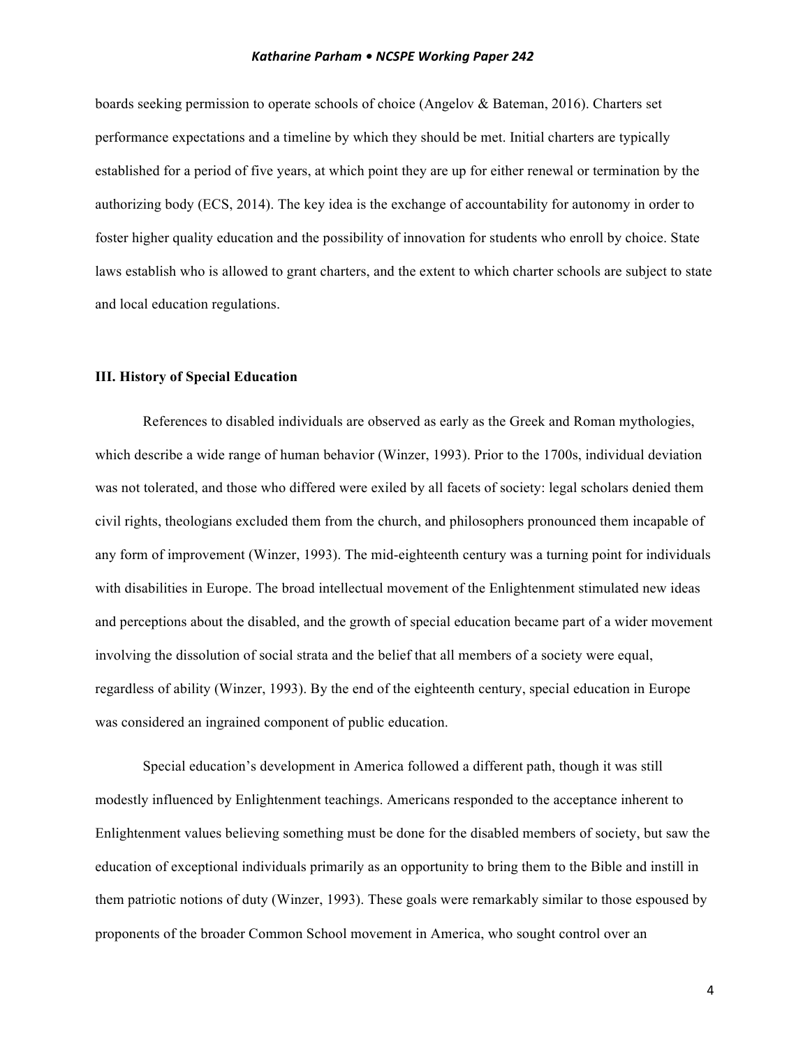boards seeking permission to operate schools of choice (Angelov & Bateman, 2016). Charters set performance expectations and a timeline by which they should be met. Initial charters are typically established for a period of five years, at which point they are up for either renewal or termination by the authorizing body (ECS, 2014). The key idea is the exchange of accountability for autonomy in order to foster higher quality education and the possibility of innovation for students who enroll by choice. State laws establish who is allowed to grant charters, and the extent to which charter schools are subject to state and local education regulations.

## III. History of Special Education

References to disabled individuals are observed as early as the Greek and Roman mythologies, which describe a wide range of human behavior (Winzer, 1993). Prior to the 1700s, individual deviation was not tolerated, and those who differed were exiled by all facets of society: legal scholars denied them civil rights, theologians excluded them from the church, and philosophers pronounced them incapable of any form of improvement (Winzer, 1993). The mid-eighteenth century was a turning point for individuals with disabilities in Europe. The broad intellectual movement of the Enlightenment stimulated new ideas and perceptions about the disabled, and the growth of special education became part of a wider movement involving the dissolution of social strata and the belief that all members of a society were equal, regardless of ability (Winzer, 1993). By the end of the eighteenth century, special education in Europe was considered an ingrained component of public education.

Special education's development in America followed a different path, though it was still modestly influenced by Enlightenment teachings. Americans responded to the acceptance inherent to Enlightenment values believing something must be done for the disabled members of society, but saw the education of exceptional individuals primarily as an opportunity to bring them to the Bible and instill in them patriotic notions of duty (Winzer, 1993). These goals were remarkably similar to those espoused by proponents of the broader Common School movement in America, who sought control over an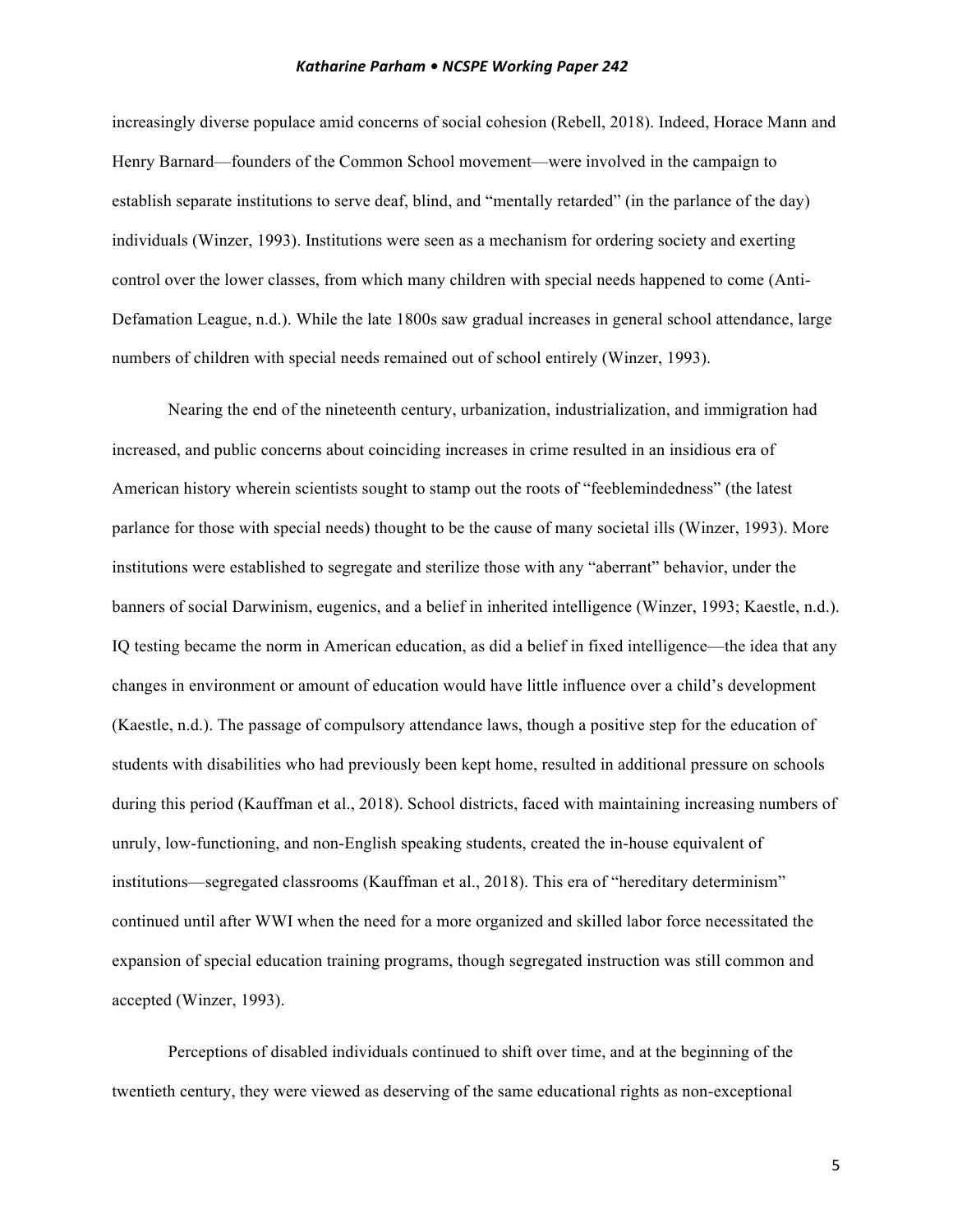increasingly diverse populace amid concerns of social cohesion (Rebell, 2018). Indeed, Horace Mann and Henry Barnard—founders of the Common School movement—were involved in the campaign to establish separate institutions to serve deaf, blind, and "mentally retarded" (in the parlance of the day) individuals (Winzer, 1993). Institutions were seen as a mechanism for ordering society and exerting control over the lower classes, from which many children with special needs happened to come (Anti-Defamation League, n.d.). While the late 1800s saw gradual increases in general school attendance, large numbers of children with special needs remained out of school entirely (Winzer, 1993).

Nearing the end of the nineteenth century, urbanization, industrialization, and immigration had increased, and public concerns about coinciding increases in crime resulted in an insidious era of American history wherein scientists sought to stamp out the roots of "feeblemindedness" (the latest parlance for those with special needs) thought to be the cause of many societal ills (Winzer, 1993). More institutions were established to segregate and sterilize those with any "aberrant" behavior, under the banners of social Darwinism, eugenics, and a belief in inherited intelligence (Winzer, 1993; Kaestle, n.d.). IQ testing became the norm in American education, as did a belief in fixed intelligence—the idea that any changes in environment or amount of education would have little influence over a child's development (Kaestle, n.d.). The passage of compulsory attendance laws, though a positive step for the education of students with disabilities who had previously been kept home, resulted in additional pressure on schools during this period (Kauffman et al., 2018). School districts, faced with maintaining increasing numbers of unruly, low-functioning, and non-English speaking students, created the in-house equivalent of institutions—segregated classrooms (Kauffman et al., 2018). This era of "hereditary determinism" continued until after WWI when the need for a more organized and skilled labor force necessitated the expansion of special education training programs, though segregated instruction was still common and accepted (Winzer, 1993).

Perceptions of disabled individuals continued to shift over time, and at the beginning of the twentieth century, they were viewed as deserving of the same educational rights as non-exceptional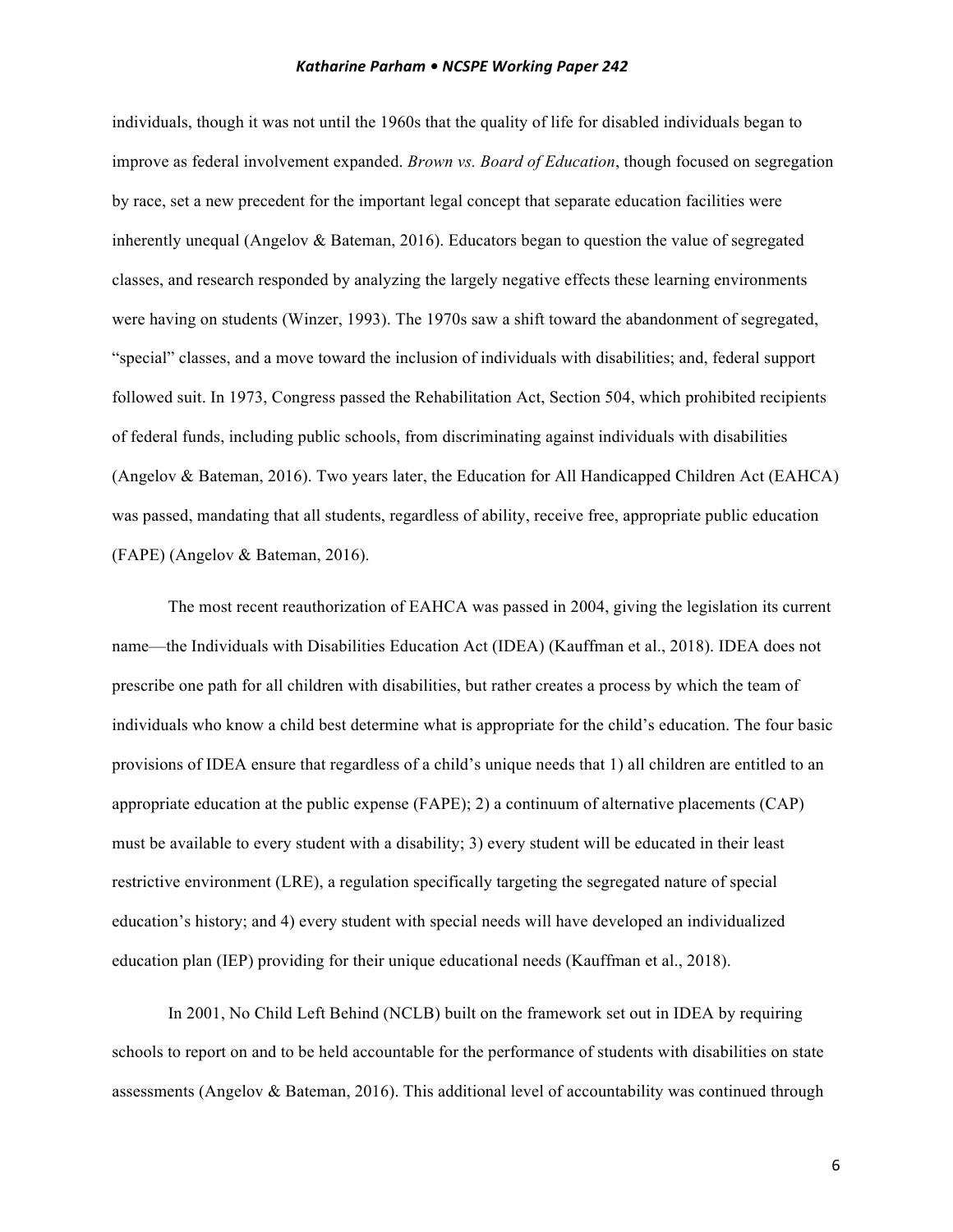individuals, though it was not until the 1960s that the quality of life for disabled individuals began to improve as federal involvement expanded. *Brown vs. Board of Education*, though focused on segregation by race, set a new precedent for the important legal concept that separate education facilities were inherently unequal (Angelov & Bateman, 2016). Educators began to question the value of segregated classes, and research responded by analyzing the largely negative effects these learning environments were having on students (Winzer, 1993). The 1970s saw a shift toward the abandonment of segregated, "special" classes, and a move toward the inclusion of individuals with disabilities; and, federal support followed suit. In 1973, Congress passed the Rehabilitation Act, Section 504, which prohibited recipients of federal funds, including public schools, from discriminating against individuals with disabilities (Angelov & Bateman, 2016). Two years later, the Education for All Handicapped Children Act (EAHCA) was passed, mandating that all students, regardless of ability, receive free, appropriate public education (FAPE) (Angelov & Bateman, 2016).

The most recent reauthorization of EAHCA was passed in 2004, giving the legislation its current name—the Individuals with Disabilities Education Act (IDEA) (Kauffman et al., 2018). IDEA does not prescribe one path for all children with disabilities, but rather creates a process by which the team of individuals who know a child best determine what is appropriate for the child's education. The four basic provisions of IDEA ensure that regardless of a child's unique needs that 1) all children are entitled to an appropriate education at the public expense (FAPE); 2) a continuum of alternative placements (CAP) must be available to every student with a disability; 3) every student will be educated in their least restrictive environment (LRE), a regulation specifically targeting the segregated nature of special education's history; and 4) every student with special needs will have developed an individualized education plan (IEP) providing for their unique educational needs (Kauffman et al., 2018).

In 2001, No Child Left Behind (NCLB) built on the framework set out in IDEA by requiring schools to report on and to be held accountable for the performance of students with disabilities on state assessments (Angelov & Bateman, 2016). This additional level of accountability was continued through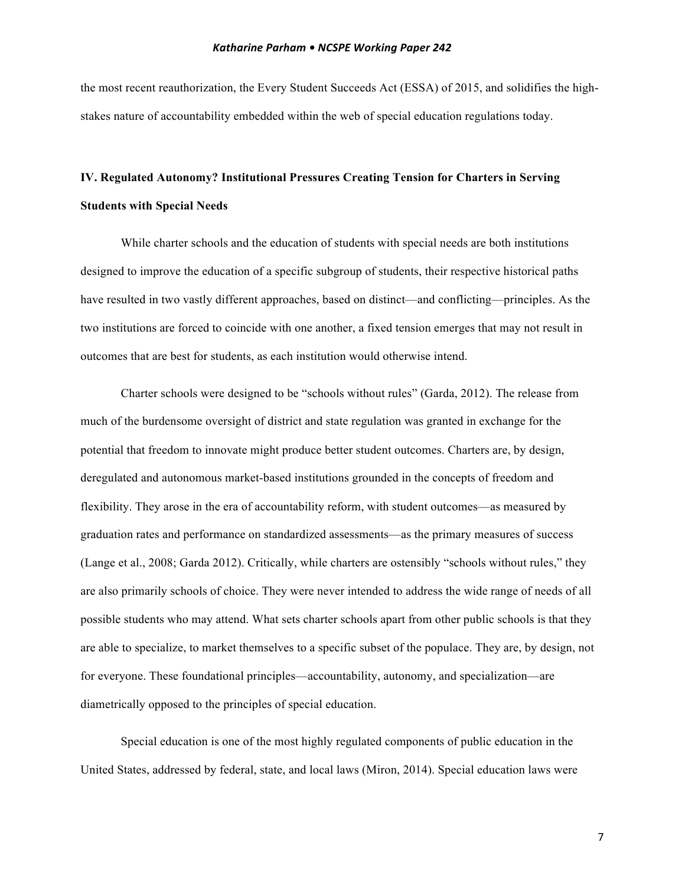the most recent reauthorization, the Every Student Succeeds Act (ESSA) of 2015, and solidifies the high-stakes nature of accountability embedded within the web of special education regulations today.

## IV. Regulated Autonomy? Institutional Pressures Creating Tension for Charters in Serving Students with Special Needs

While charter schools and the education of students with special needs are both institutions designed to improve the education of a specific subgroup of students, their respective historical paths have resulted in two vastly different approaches, based on distinct—and conflicting—principles. As the two institutions are forced to coincide with one another, a fixed tension emerges that may not result in outcomes that are best for students, as each institution would otherwise intend.

Charter schools were designed to be "schools without rules" (Garda, 2012). The release from much of the burdensome oversight of district and state regulation was granted in exchange for the potential that freedom to innovate might produce better student outcomes. Charters are, by design, deregulated and autonomous market-based institutions grounded in the concepts of freedom and flexibility. They arose in the era of accountability reform, with student outcomes—as measured by graduation rates and performance on standardized assessments—as the primary measures of success (Lange et al., 2008; Garda 2012). Critically, while charters are ostensibly "schools without rules," they are also primarily schools of choice. They were never intended to address the wide range of needs of all possible students who may attend. What sets charter schools apart from other public schools is that they are able to specialize, to market themselves to a specific subset of the populace. They are, by design, not for everyone. These foundational principles—accountability, autonomy, and specialization—are diametrically opposed to the principles of special education.

Special education is one of the most highly regulated components of public education in the United States, addressed by federal, state, and local laws (Miron, 2014). Special education laws were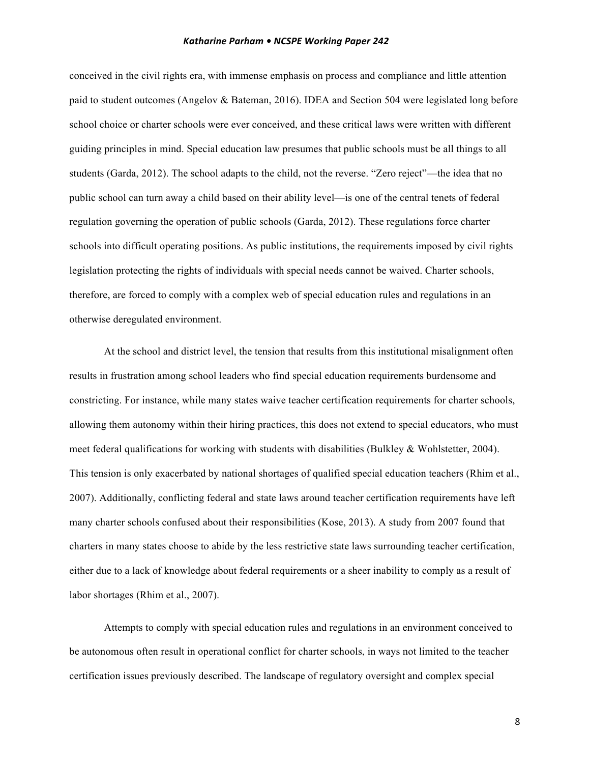conceived in the civil rights era, with immense emphasis on process and compliance and little attention paid to student outcomes (Angelov & Bateman, 2016). IDEA and Section 504 were legislated long before school choice or charter schools were ever conceived, and these critical laws were written with different guiding principles in mind. Special education law presumes that public schools must be all things to all students (Garda, 2012). The school adapts to the child, not the reverse. "Zero reject"—the idea that no public school can turn away a child based on their ability level—is one of the central tenets of federal regulation governing the operation of public schools (Garda, 2012). These regulations force charter schools into difficult operating positions. As public institutions, the requirements imposed by civil rights legislation protecting the rights of individuals with special needs cannot be waived. Charter schools, therefore, are forced to comply with a complex web of special education rules and regulations in an otherwise deregulated environment.

At the school and district level, the tension that results from this institutional misalignment often results in frustration among school leaders who find special education requirements burdensome and constricting. For instance, while many states waive teacher certification requirements for charter schools, allowing them autonomy within their hiring practices, this does not extend to special educators, who must meet federal qualifications for working with students with disabilities (Bulkley & Wohlstetter, 2004). This tension is only exacerbated by national shortages of qualified special education teachers (Rhim et al., 2007). Additionally, conflicting federal and state laws around teacher certification requirements have left many charter schools confused about their responsibilities (Kose, 2013). A study from 2007 found that charters in many states choose to abide by the less restrictive state laws surrounding teacher certification, either due to a lack of knowledge about federal requirements or a sheer inability to comply as a result of labor shortages (Rhim et al., 2007).

Attempts to comply with special education rules and regulations in an environment conceived to be autonomous often result in operational conflict for charter schools, in ways not limited to the teacher certification issues previously described. The landscape of regulatory oversight and complex special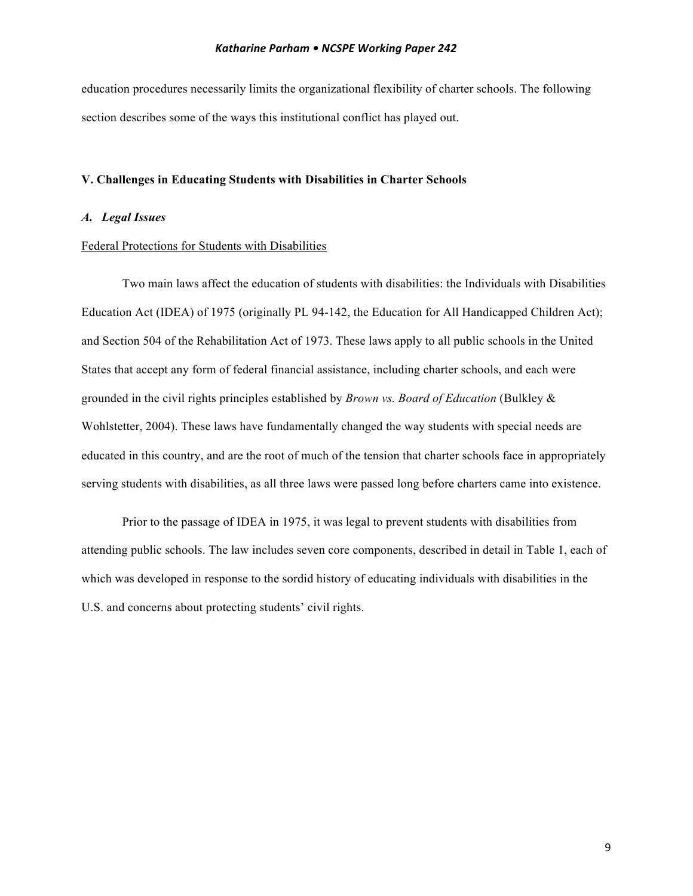education procedures necessarily limits the organizational flexibility of charter schools. The following section describes some of the ways this institutional conflict has played out.

## V. Challenges in Educating Students with Disabilities in Charter Schools

### *A. Legal Issues*

Federal Protections for Students with Disabilities

Two main laws affect the education of students with disabilities: the Individuals with Disabilities Education Act (IDEA) of 1975 (originally PL 94-142, the Education for All Handicapped Children Act); and Section 504 of the Rehabilitation Act of 1973. These laws apply to all public schools in the United States that accept any form of federal financial assistance, including charter schools, and each were grounded in the civil rights principles established by *Brown vs. Board of Education* (Bulkley & Wohlstetter, 2004). These laws have fundamentally changed the way students with special needs are educated in this country, and are the root of much of the tension that charter schools face in appropriately serving students with disabilities, as all three laws were passed long before charters came into existence.

Prior to the passage of IDEA in 1975, it was legal to prevent students with disabilities from attending public schools. The law includes seven core components, described in detail in Table 1, each of which was developed in response to the sordid history of educating individuals with disabilities in the U.S. and concerns about protecting students' civil rights.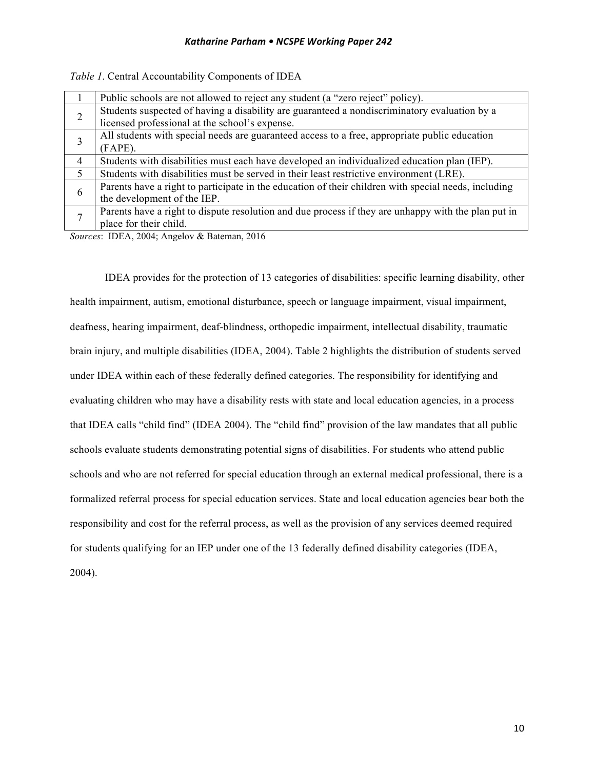*Table 1*. Central Accountability Components of IDEA

| | |
|---|---|
| 1 | Public schools are not allowed to reject any student (a "zero reject" policy). |
| 2 | Students suspected of having a disability are guaranteed a nondiscriminatory evaluation by a licensed professional at the school's expense. |
| 3 | All students with special needs are guaranteed access to a free, appropriate public education (FAPE). |
| 4 | Students with disabilities must each have developed an individualized education plan (IEP). |
| 5 | Students with disabilities must be served in their least restrictive environment (LRE). |
| 6 | Parents have a right to participate in the education of their children with special needs, including the development of the IEP. |
| 7 | Parents have a right to dispute resolution and due process if they are unhappy with the plan put in place for their child. |

*Sources*: IDEA, 2004; Angelov & Bateman, 2016

IDEA provides for the protection of 13 categories of disabilities: specific learning disability, other health impairment, autism, emotional disturbance, speech or language impairment, visual impairment, deafness, hearing impairment, deaf-blindness, orthopedic impairment, intellectual disability, traumatic brain injury, and multiple disabilities (IDEA, 2004). Table 2 highlights the distribution of students served under IDEA within each of these federally defined categories. The responsibility for identifying and evaluating children who may have a disability rests with state and local education agencies, in a process that IDEA calls "child find" (IDEA 2004). The "child find" provision of the law mandates that all public schools evaluate students demonstrating potential signs of disabilities. For students who attend public schools and who are not referred for special education through an external medical professional, there is a formalized referral process for special education services. State and local education agencies bear both the responsibility and cost for the referral process, as well as the provision of any services deemed required for students qualifying for an IEP under one of the 13 federally defined disability categories (IDEA, 2004).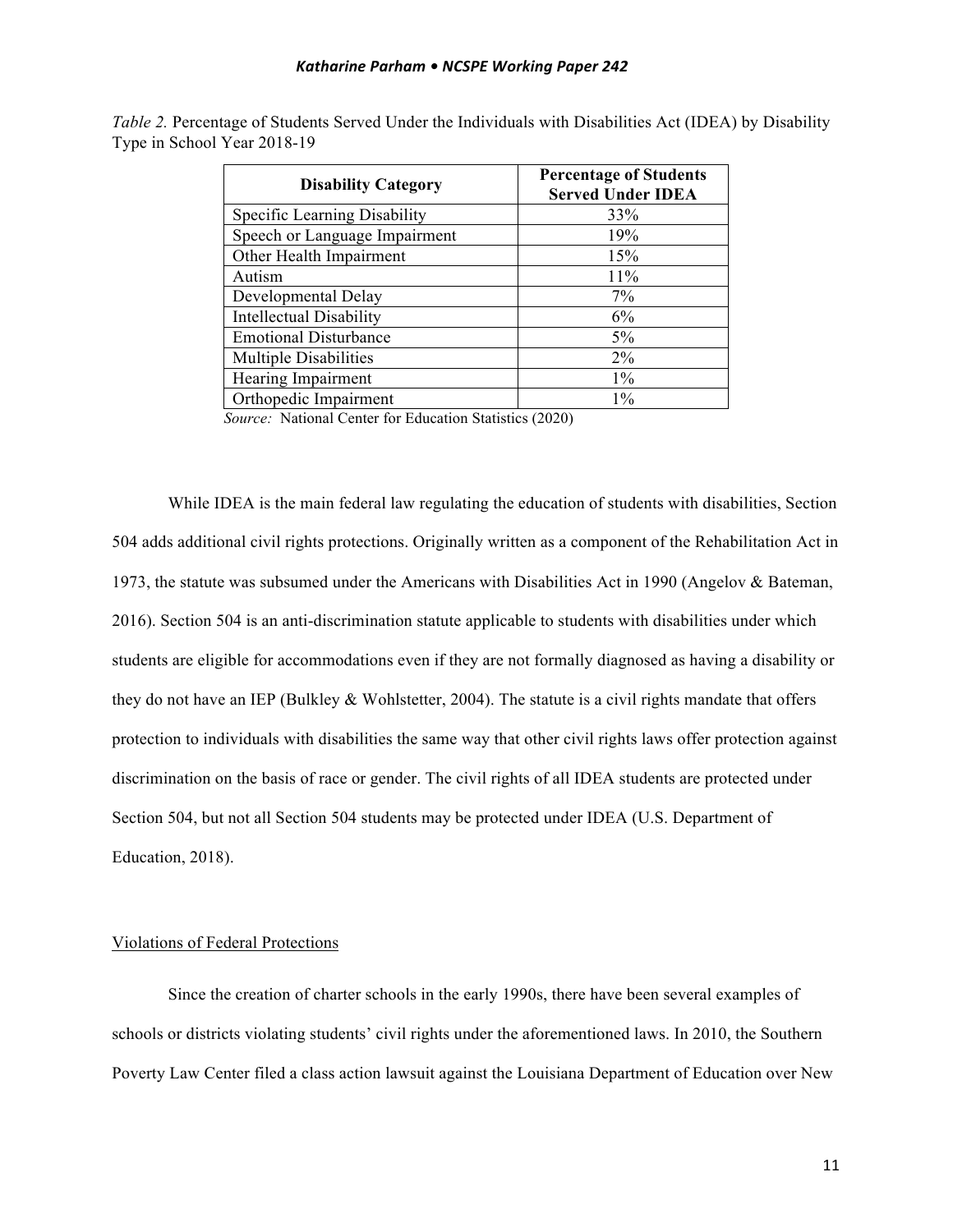*Table 2.* Percentage of Students Served Under the Individuals with Disabilities Act (IDEA) by Disability Type in School Year 2018-19

| Disability Category | Percentage of Students Served Under IDEA |
|---|---|
| Specific Learning Disability | 33% |
| Speech or Language Impairment | 19% |
| Other Health Impairment | 15% |
| Autism | 11% |
| Developmental Delay | 7% |
| Intellectual Disability | 6% |
| Emotional Disturbance | 5% |
| Multiple Disabilities | 2% |
| Hearing Impairment | 1% |
| Orthopedic Impairment | 1% |

*Source:* National Center for Education Statistics (2020)

While IDEA is the main federal law regulating the education of students with disabilities, Section 504 adds additional civil rights protections. Originally written as a component of the Rehabilitation Act in 1973, the statute was subsumed under the Americans with Disabilities Act in 1990 (Angelov & Bateman, 2016). Section 504 is an anti-discrimination statute applicable to students with disabilities under which students are eligible for accommodations even if they are not formally diagnosed as having a disability or they do not have an IEP (Bulkley & Wohlstetter, 2004). The statute is a civil rights mandate that offers protection to individuals with disabilities the same way that other civil rights laws offer protection against discrimination on the basis of race or gender. The civil rights of all IDEA students are protected under Section 504, but not all Section 504 students may be protected under IDEA (U.S. Department of Education, 2018).

## Violations of Federal Protections

Since the creation of charter schools in the early 1990s, there have been several examples of schools or districts violating students' civil rights under the aforementioned laws. In 2010, the Southern Poverty Law Center filed a class action lawsuit against the Louisiana Department of Education over New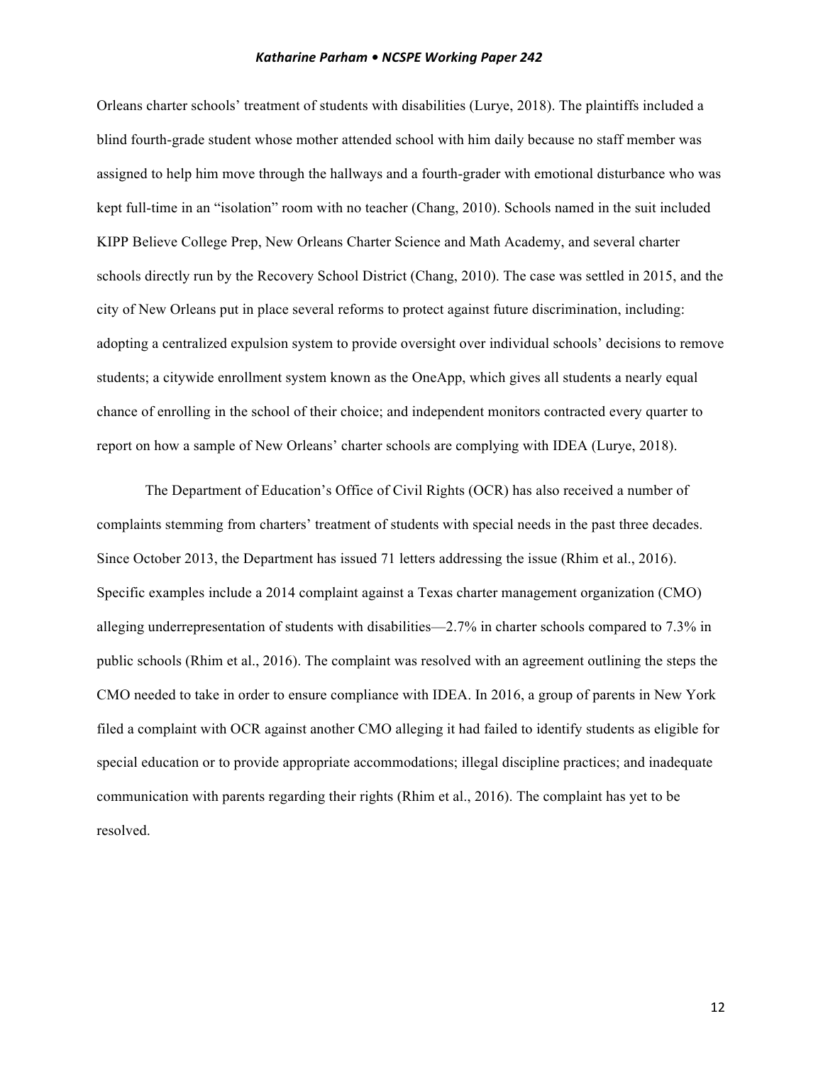Orleans charter schools' treatment of students with disabilities (Lurye, 2018). The plaintiffs included a blind fourth-grade student whose mother attended school with him daily because no staff member was assigned to help him move through the hallways and a fourth-grader with emotional disturbance who was kept full-time in an "isolation" room with no teacher (Chang, 2010). Schools named in the suit included KIPP Believe College Prep, New Orleans Charter Science and Math Academy, and several charter schools directly run by the Recovery School District (Chang, 2010). The case was settled in 2015, and the city of New Orleans put in place several reforms to protect against future discrimination, including: adopting a centralized expulsion system to provide oversight over individual schools' decisions to remove students; a citywide enrollment system known as the OneApp, which gives all students a nearly equal chance of enrolling in the school of their choice; and independent monitors contracted every quarter to report on how a sample of New Orleans' charter schools are complying with IDEA (Lurye, 2018).

The Department of Education's Office of Civil Rights (OCR) has also received a number of complaints stemming from charters' treatment of students with special needs in the past three decades. Since October 2013, the Department has issued 71 letters addressing the issue (Rhim et al., 2016). Specific examples include a 2014 complaint against a Texas charter management organization (CMO) alleging underrepresentation of students with disabilities—2.7% in charter schools compared to 7.3% in public schools (Rhim et al., 2016). The complaint was resolved with an agreement outlining the steps the CMO needed to take in order to ensure compliance with IDEA. In 2016, a group of parents in New York filed a complaint with OCR against another CMO alleging it had failed to identify students as eligible for special education or to provide appropriate accommodations; illegal discipline practices; and inadequate communication with parents regarding their rights (Rhim et al., 2016). The complaint has yet to be resolved.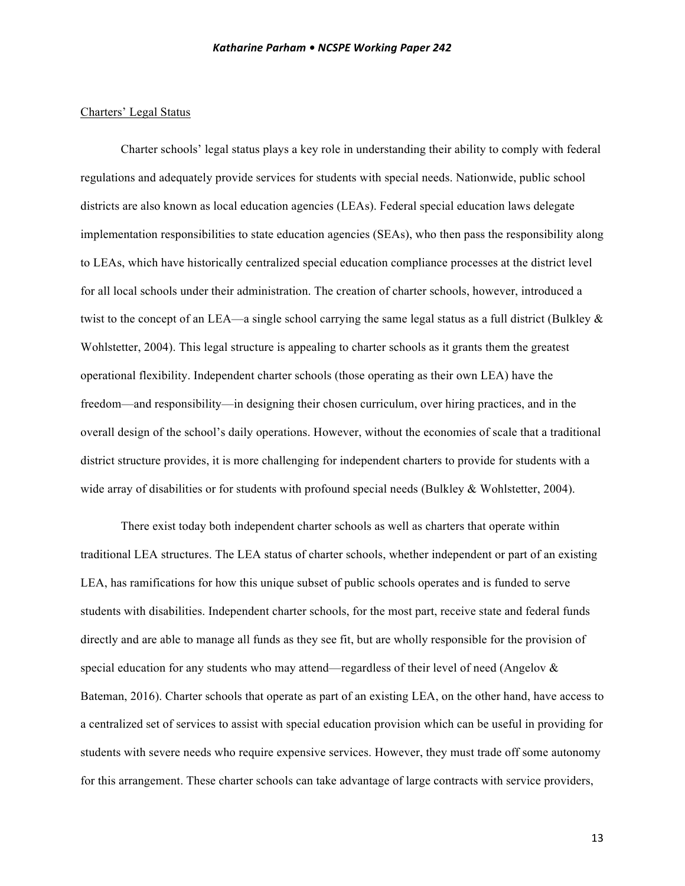## Charters' Legal Status

Charter schools' legal status plays a key role in understanding their ability to comply with federal regulations and adequately provide services for students with special needs. Nationwide, public school districts are also known as local education agencies (LEAs). Federal special education laws delegate implementation responsibilities to state education agencies (SEAs), who then pass the responsibility along to LEAs, which have historically centralized special education compliance processes at the district level for all local schools under their administration. The creation of charter schools, however, introduced a twist to the concept of an LEA—a single school carrying the same legal status as a full district (Bulkley & Wohlstetter, 2004). This legal structure is appealing to charter schools as it grants them the greatest operational flexibility. Independent charter schools (those operating as their own LEA) have the freedom—and responsibility—in designing their chosen curriculum, over hiring practices, and in the overall design of the school's daily operations. However, without the economies of scale that a traditional district structure provides, it is more challenging for independent charters to provide for students with a wide array of disabilities or for students with profound special needs (Bulkley & Wohlstetter, 2004).

There exist today both independent charter schools as well as charters that operate within traditional LEA structures. The LEA status of charter schools, whether independent or part of an existing LEA, has ramifications for how this unique subset of public schools operates and is funded to serve students with disabilities. Independent charter schools, for the most part, receive state and federal funds directly and are able to manage all funds as they see fit, but are wholly responsible for the provision of special education for any students who may attend—regardless of their level of need (Angelov & Bateman, 2016). Charter schools that operate as part of an existing LEA, on the other hand, have access to a centralized set of services to assist with special education provision which can be useful in providing for students with severe needs who require expensive services. However, they must trade off some autonomy for this arrangement. These charter schools can take advantage of large contracts with service providers,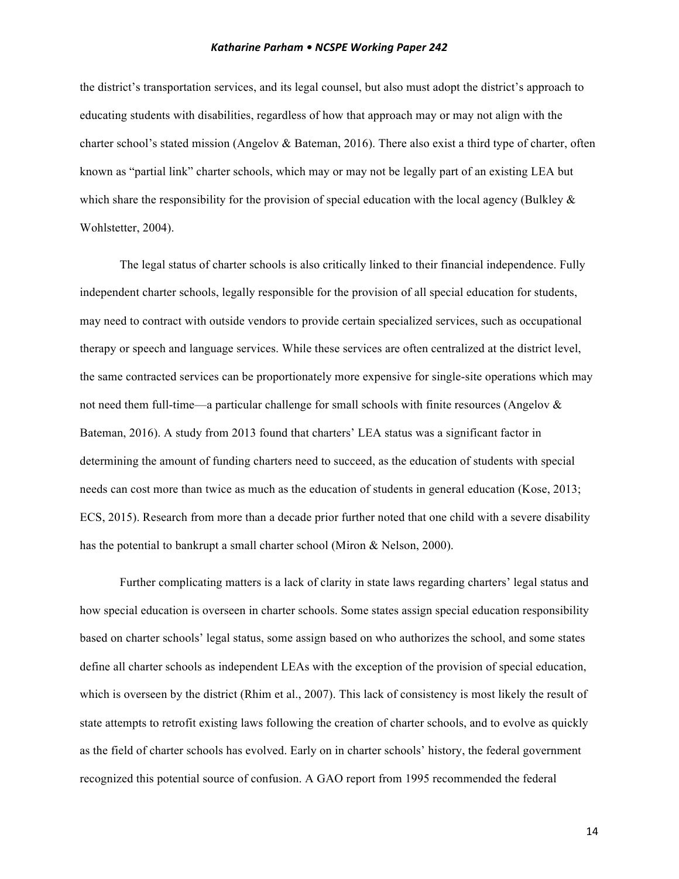the district's transportation services, and its legal counsel, but also must adopt the district's approach to educating students with disabilities, regardless of how that approach may or may not align with the charter school's stated mission (Angelov & Bateman, 2016). There also exist a third type of charter, often known as "partial link" charter schools, which may or may not be legally part of an existing LEA but which share the responsibility for the provision of special education with the local agency (Bulkley & Wohlstetter, 2004).

The legal status of charter schools is also critically linked to their financial independence. Fully independent charter schools, legally responsible for the provision of all special education for students, may need to contract with outside vendors to provide certain specialized services, such as occupational therapy or speech and language services. While these services are often centralized at the district level, the same contracted services can be proportionately more expensive for single-site operations which may not need them full-time—a particular challenge for small schools with finite resources (Angelov & Bateman, 2016). A study from 2013 found that charters' LEA status was a significant factor in determining the amount of funding charters need to succeed, as the education of students with special needs can cost more than twice as much as the education of students in general education (Kose, 2013; ECS, 2015). Research from more than a decade prior further noted that one child with a severe disability has the potential to bankrupt a small charter school (Miron & Nelson, 2000).

Further complicating matters is a lack of clarity in state laws regarding charters' legal status and how special education is overseen in charter schools. Some states assign special education responsibility based on charter schools' legal status, some assign based on who authorizes the school, and some states define all charter schools as independent LEAs with the exception of the provision of special education, which is overseen by the district (Rhim et al., 2007). This lack of consistency is most likely the result of state attempts to retrofit existing laws following the creation of charter schools, and to evolve as quickly as the field of charter schools has evolved. Early on in charter schools' history, the federal government recognized this potential source of confusion. A GAO report from 1995 recommended the federal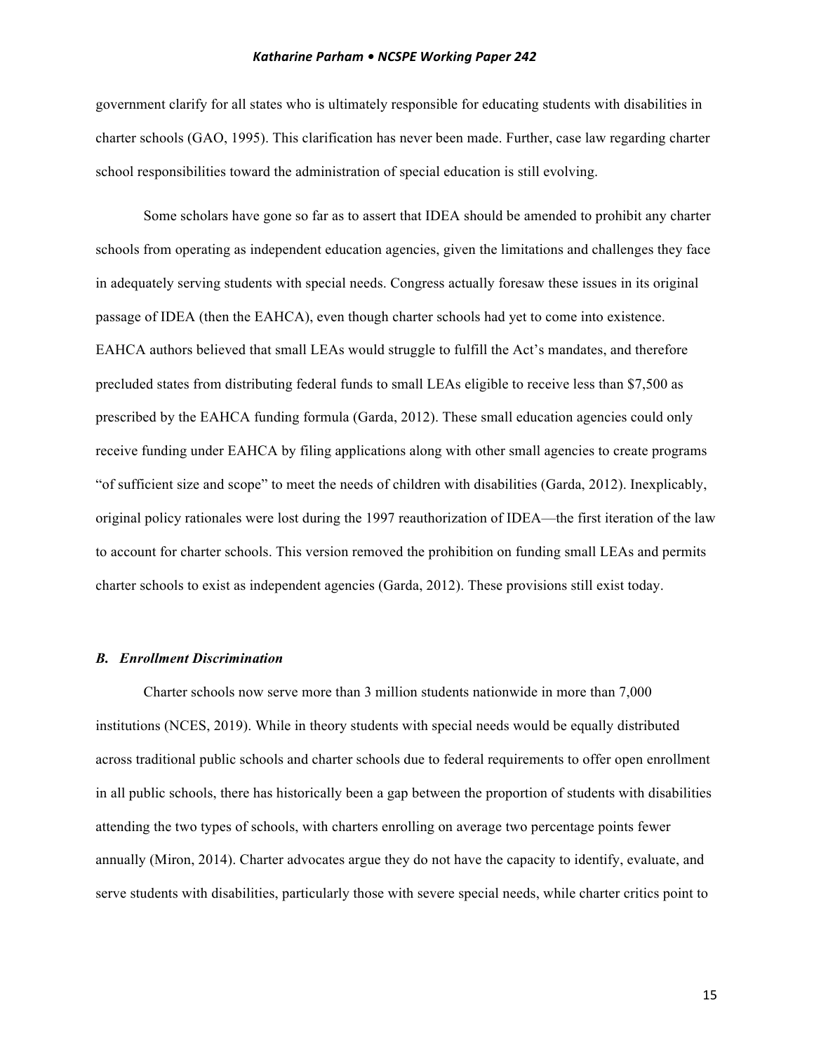government clarify for all states who is ultimately responsible for educating students with disabilities in charter schools (GAO, 1995). This clarification has never been made. Further, case law regarding charter school responsibilities toward the administration of special education is still evolving.

Some scholars have gone so far as to assert that IDEA should be amended to prohibit any charter schools from operating as independent education agencies, given the limitations and challenges they face in adequately serving students with special needs. Congress actually foresaw these issues in its original passage of IDEA (then the EAHCA), even though charter schools had yet to come into existence. EAHCA authors believed that small LEAs would struggle to fulfill the Act's mandates, and therefore precluded states from distributing federal funds to small LEAs eligible to receive less than $7,500 as prescribed by the EAHCA funding formula (Garda, 2012). These small education agencies could only receive funding under EAHCA by filing applications along with other small agencies to create programs "of sufficient size and scope" to meet the needs of children with disabilities (Garda, 2012). Inexplicably, original policy rationales were lost during the 1997 reauthorization of IDEA—the first iteration of the law to account for charter schools. This version removed the prohibition on funding small LEAs and permits charter schools to exist as independent agencies (Garda, 2012). These provisions still exist today.

### *B. Enrollment Discrimination*

Charter schools now serve more than 3 million students nationwide in more than 7,000 institutions (NCES, 2019). While in theory students with special needs would be equally distributed across traditional public schools and charter schools due to federal requirements to offer open enrollment in all public schools, there has historically been a gap between the proportion of students with disabilities attending the two types of schools, with charters enrolling on average two percentage points fewer annually (Miron, 2014). Charter advocates argue they do not have the capacity to identify, evaluate, and serve students with disabilities, particularly those with severe special needs, while charter critics point to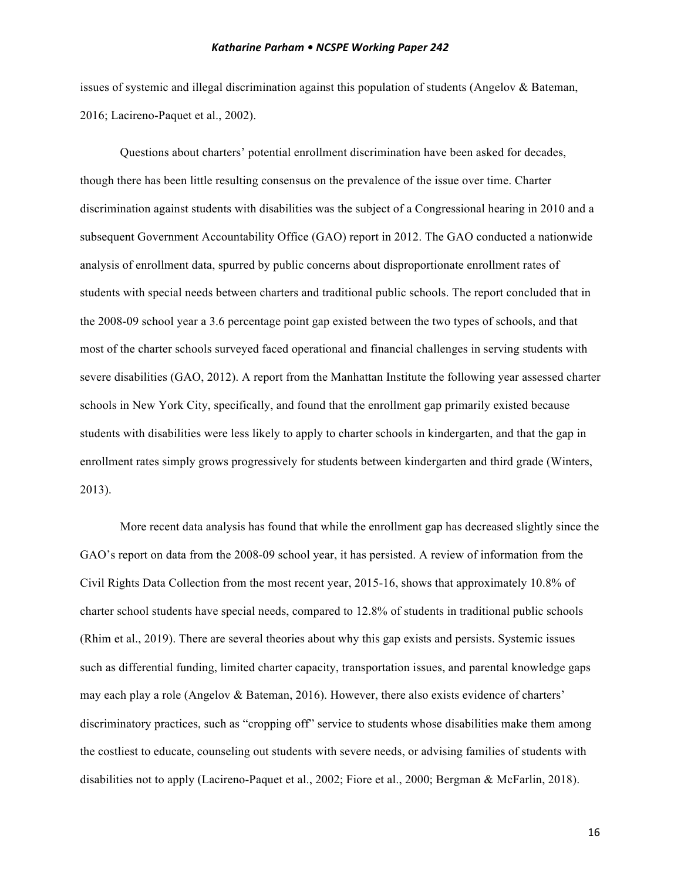issues of systemic and illegal discrimination against this population of students (Angelov & Bateman, 2016; Lacireno-Paquet et al., 2002).

Questions about charters' potential enrollment discrimination have been asked for decades, though there has been little resulting consensus on the prevalence of the issue over time. Charter discrimination against students with disabilities was the subject of a Congressional hearing in 2010 and a subsequent Government Accountability Office (GAO) report in 2012. The GAO conducted a nationwide analysis of enrollment data, spurred by public concerns about disproportionate enrollment rates of students with special needs between charters and traditional public schools. The report concluded that in the 2008-09 school year a 3.6 percentage point gap existed between the two types of schools, and that most of the charter schools surveyed faced operational and financial challenges in serving students with severe disabilities (GAO, 2012). A report from the Manhattan Institute the following year assessed charter schools in New York City, specifically, and found that the enrollment gap primarily existed because students with disabilities were less likely to apply to charter schools in kindergarten, and that the gap in enrollment rates simply grows progressively for students between kindergarten and third grade (Winters, 2013).

More recent data analysis has found that while the enrollment gap has decreased slightly since the GAO's report on data from the 2008-09 school year, it has persisted. A review of information from the Civil Rights Data Collection from the most recent year, 2015-16, shows that approximately 10.8% of charter school students have special needs, compared to 12.8% of students in traditional public schools (Rhim et al., 2019). There are several theories about why this gap exists and persists. Systemic issues such as differential funding, limited charter capacity, transportation issues, and parental knowledge gaps may each play a role (Angelov & Bateman, 2016). However, there also exists evidence of charters' discriminatory practices, such as "cropping off" service to students whose disabilities make them among the costliest to educate, counseling out students with severe needs, or advising families of students with disabilities not to apply (Lacireno-Paquet et al., 2002; Fiore et al., 2000; Bergman & McFarlin, 2018).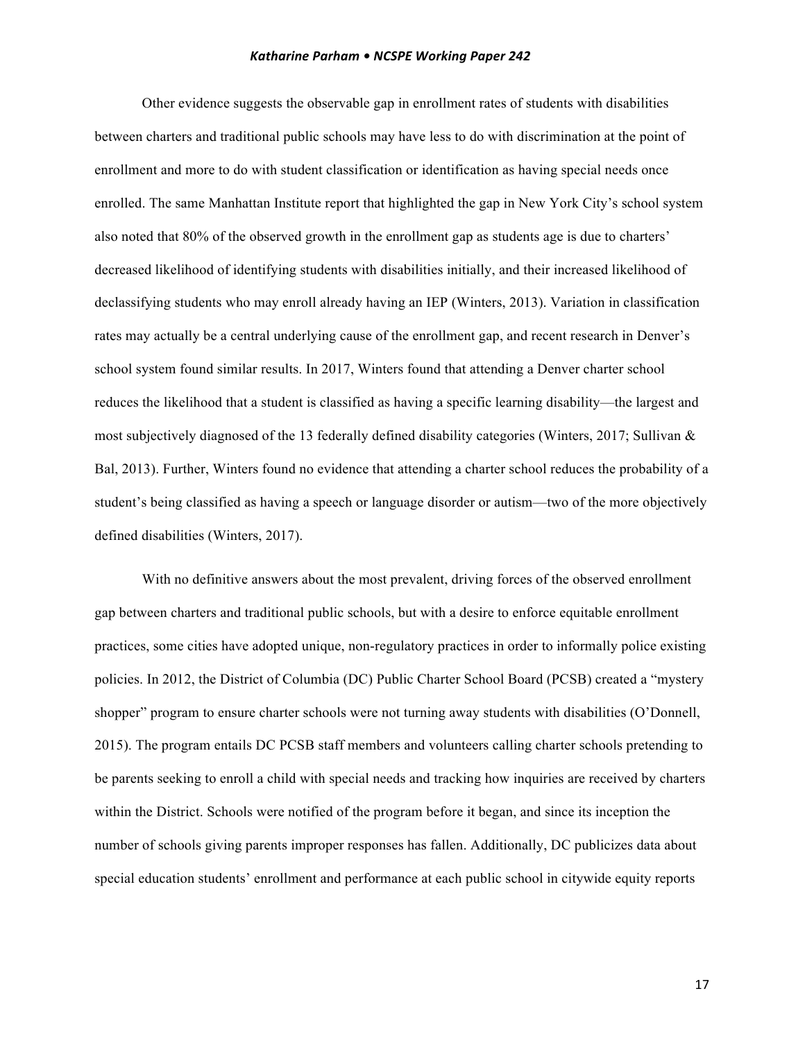Other evidence suggests the observable gap in enrollment rates of students with disabilities between charters and traditional public schools may have less to do with discrimination at the point of enrollment and more to do with student classification or identification as having special needs once enrolled. The same Manhattan Institute report that highlighted the gap in New York City's school system also noted that 80% of the observed growth in the enrollment gap as students age is due to charters' decreased likelihood of identifying students with disabilities initially, and their increased likelihood of declassifying students who may enroll already having an IEP (Winters, 2013). Variation in classification rates may actually be a central underlying cause of the enrollment gap, and recent research in Denver's school system found similar results. In 2017, Winters found that attending a Denver charter school reduces the likelihood that a student is classified as having a specific learning disability—the largest and most subjectively diagnosed of the 13 federally defined disability categories (Winters, 2017; Sullivan & Bal, 2013). Further, Winters found no evidence that attending a charter school reduces the probability of a student's being classified as having a speech or language disorder or autism—two of the more objectively defined disabilities (Winters, 2017).

With no definitive answers about the most prevalent, driving forces of the observed enrollment gap between charters and traditional public schools, but with a desire to enforce equitable enrollment practices, some cities have adopted unique, non-regulatory practices in order to informally police existing policies. In 2012, the District of Columbia (DC) Public Charter School Board (PCSB) created a "mystery shopper" program to ensure charter schools were not turning away students with disabilities (O'Donnell, 2015). The program entails DC PCSB staff members and volunteers calling charter schools pretending to be parents seeking to enroll a child with special needs and tracking how inquiries are received by charters within the District. Schools were notified of the program before it began, and since its inception the number of schools giving parents improper responses has fallen. Additionally, DC publicizes data about special education students' enrollment and performance at each public school in citywide equity reports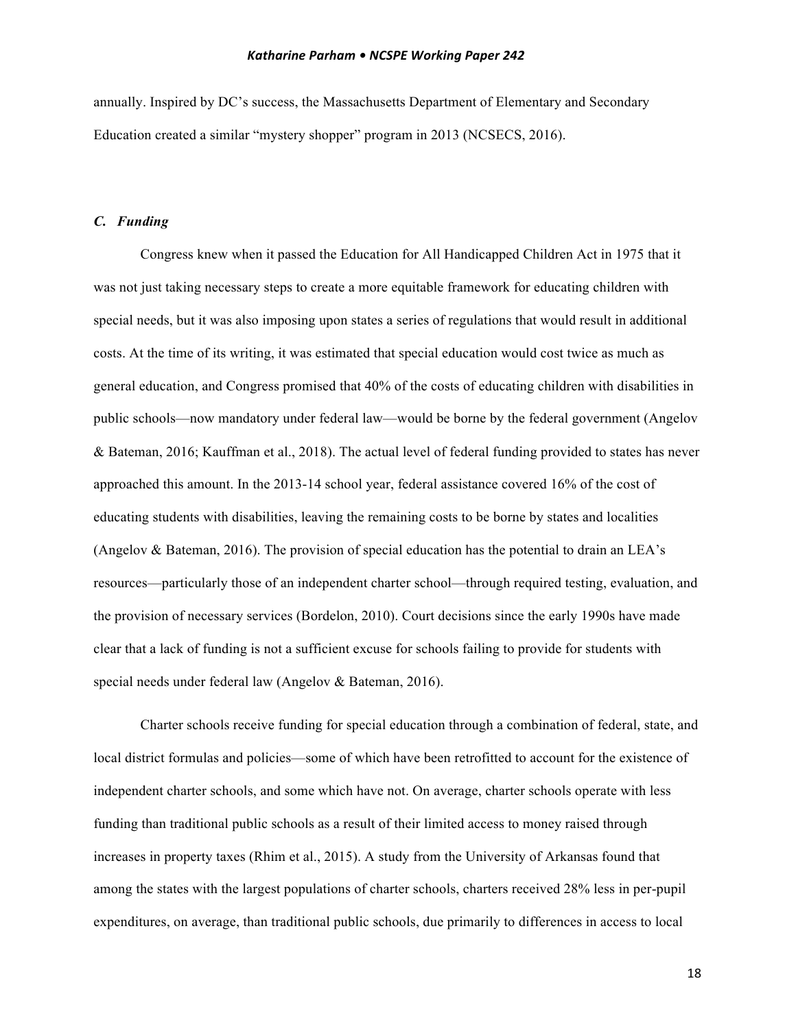annually. Inspired by DC's success, the Massachusetts Department of Elementary and Secondary Education created a similar "mystery shopper" program in 2013 (NCSECS, 2016).

### *C. Funding*

Congress knew when it passed the Education for All Handicapped Children Act in 1975 that it was not just taking necessary steps to create a more equitable framework for educating children with special needs, but it was also imposing upon states a series of regulations that would result in additional costs. At the time of its writing, it was estimated that special education would cost twice as much as general education, and Congress promised that 40% of the costs of educating children with disabilities in public schools—now mandatory under federal law—would be borne by the federal government (Angelov & Bateman, 2016; Kauffman et al., 2018). The actual level of federal funding provided to states has never approached this amount. In the 2013-14 school year, federal assistance covered 16% of the cost of educating students with disabilities, leaving the remaining costs to be borne by states and localities (Angelov & Bateman, 2016). The provision of special education has the potential to drain an LEA's resources—particularly those of an independent charter school—through required testing, evaluation, and the provision of necessary services (Bordelon, 2010). Court decisions since the early 1990s have made clear that a lack of funding is not a sufficient excuse for schools failing to provide for students with special needs under federal law (Angelov & Bateman, 2016).

Charter schools receive funding for special education through a combination of federal, state, and local district formulas and policies—some of which have been retrofitted to account for the existence of independent charter schools, and some which have not. On average, charter schools operate with less funding than traditional public schools as a result of their limited access to money raised through increases in property taxes (Rhim et al., 2015). A study from the University of Arkansas found that among the states with the largest populations of charter schools, charters received 28% less in per-pupil expenditures, on average, than traditional public schools, due primarily to differences in access to local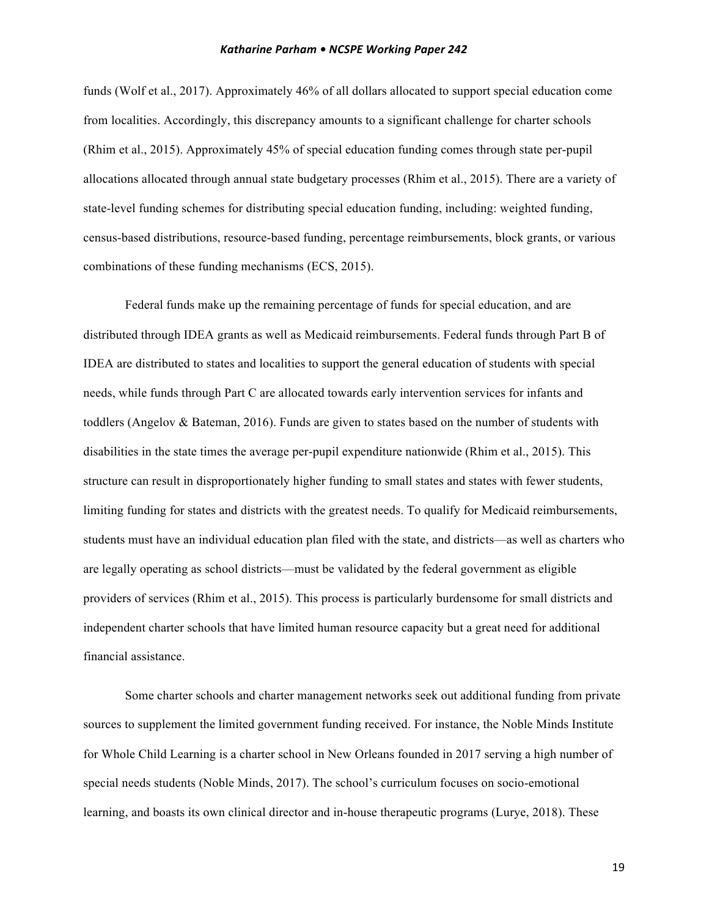funds (Wolf et al., 2017). Approximately 46% of all dollars allocated to support special education come from localities. Accordingly, this discrepancy amounts to a significant challenge for charter schools (Rhim et al., 2015). Approximately 45% of special education funding comes through state per-pupil allocations allocated through annual state budgetary processes (Rhim et al., 2015). There are a variety of state-level funding schemes for distributing special education funding, including: weighted funding, census-based distributions, resource-based funding, percentage reimbursements, block grants, or various combinations of these funding mechanisms (ECS, 2015).

Federal funds make up the remaining percentage of funds for special education, and are distributed through IDEA grants as well as Medicaid reimbursements. Federal funds through Part B of IDEA are distributed to states and localities to support the general education of students with special needs, while funds through Part C are allocated towards early intervention services for infants and toddlers (Angelov & Bateman, 2016). Funds are given to states based on the number of students with disabilities in the state times the average per-pupil expenditure nationwide (Rhim et al., 2015). This structure can result in disproportionately higher funding to small states and states with fewer students, limiting funding for states and districts with the greatest needs. To qualify for Medicaid reimbursements, students must have an individual education plan filed with the state, and districts—as well as charters who are legally operating as school districts—must be validated by the federal government as eligible providers of services (Rhim et al., 2015). This process is particularly burdensome for small districts and independent charter schools that have limited human resource capacity but a great need for additional financial assistance.

Some charter schools and charter management networks seek out additional funding from private sources to supplement the limited government funding received. For instance, the Noble Minds Institute for Whole Child Learning is a charter school in New Orleans founded in 2017 serving a high number of special needs students (Noble Minds, 2017). The school's curriculum focuses on socio-emotional learning, and boasts its own clinical director and in-house therapeutic programs (Lurye, 2018). These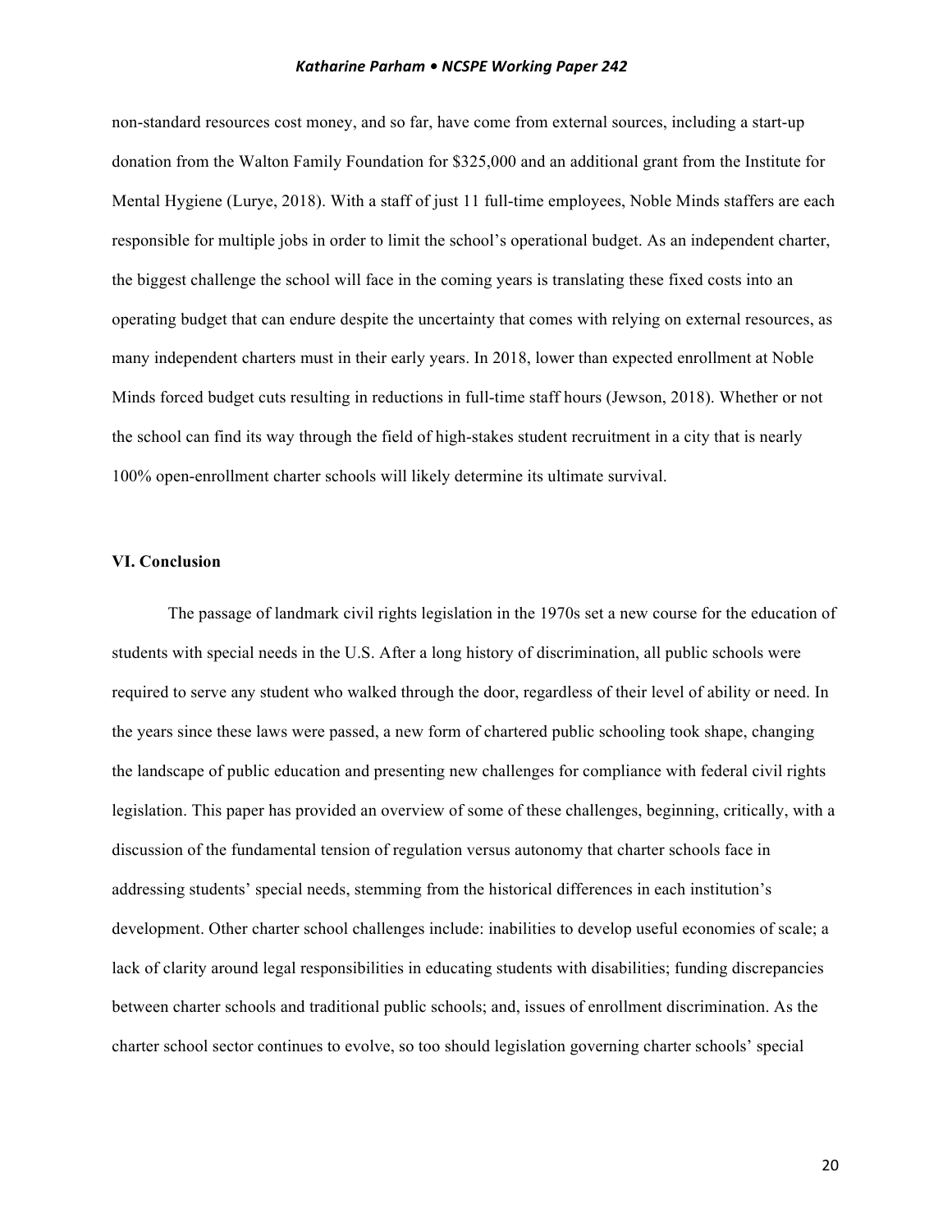non-standard resources cost money, and so far, have come from external sources, including a start-up donation from the Walton Family Foundation for $325,000 and an additional grant from the Institute for Mental Hygiene (Lurye, 2018). With a staff of just 11 full-time employees, Noble Minds staffers are each responsible for multiple jobs in order to limit the school's operational budget. As an independent charter, the biggest challenge the school will face in the coming years is translating these fixed costs into an operating budget that can endure despite the uncertainty that comes with relying on external resources, as many independent charters must in their early years. In 2018, lower than expected enrollment at Noble Minds forced budget cuts resulting in reductions in full-time staff hours (Jewson, 2018). Whether or not the school can find its way through the field of high-stakes student recruitment in a city that is nearly 100% open-enrollment charter schools will likely determine its ultimate survival.

## VI. Conclusion

The passage of landmark civil rights legislation in the 1970s set a new course for the education of students with special needs in the U.S. After a long history of discrimination, all public schools were required to serve any student who walked through the door, regardless of their level of ability or need. In the years since these laws were passed, a new form of chartered public schooling took shape, changing the landscape of public education and presenting new challenges for compliance with federal civil rights legislation. This paper has provided an overview of some of these challenges, beginning, critically, with a discussion of the fundamental tension of regulation versus autonomy that charter schools face in addressing students' special needs, stemming from the historical differences in each institution's development. Other charter school challenges include: inabilities to develop useful economies of scale; a lack of clarity around legal responsibilities in educating students with disabilities; funding discrepancies between charter schools and traditional public schools; and, issues of enrollment discrimination. As the charter school sector continues to evolve, so too should legislation governing charter schools' special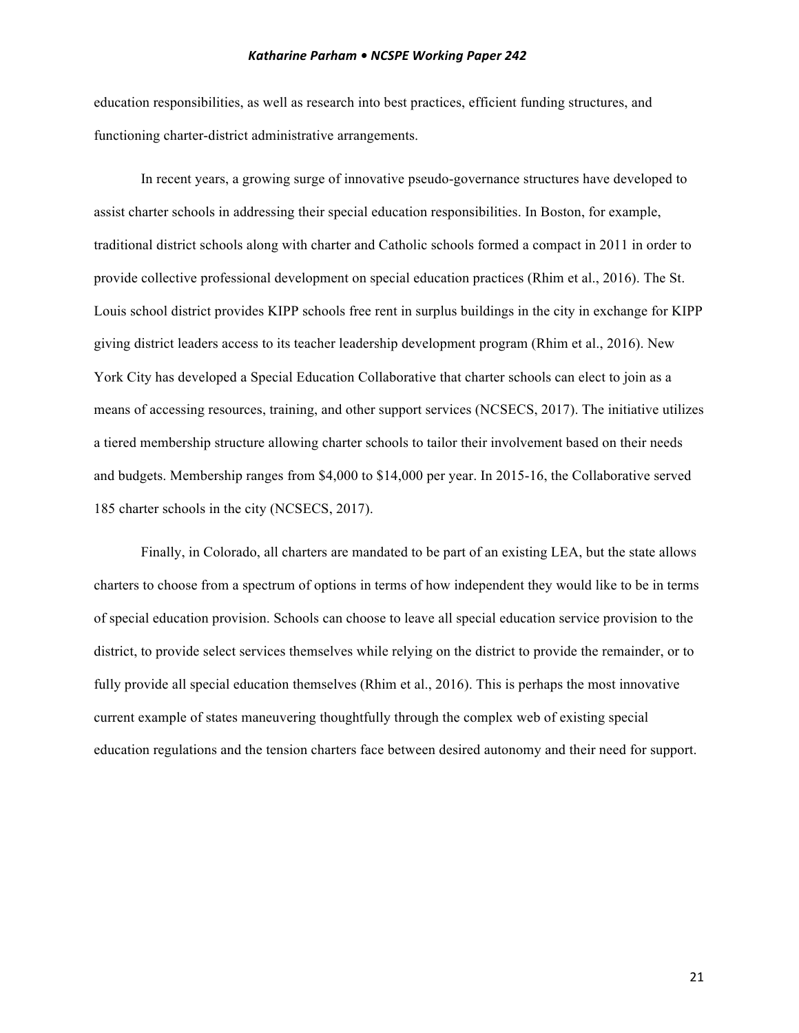education responsibilities, as well as research into best practices, efficient funding structures, and functioning charter-district administrative arrangements.

In recent years, a growing surge of innovative pseudo-governance structures have developed to assist charter schools in addressing their special education responsibilities. In Boston, for example, traditional district schools along with charter and Catholic schools formed a compact in 2011 in order to provide collective professional development on special education practices (Rhim et al., 2016). The St. Louis school district provides KIPP schools free rent in surplus buildings in the city in exchange for KIPP giving district leaders access to its teacher leadership development program (Rhim et al., 2016). New York City has developed a Special Education Collaborative that charter schools can elect to join as a means of accessing resources, training, and other support services (NCSECS, 2017). The initiative utilizes a tiered membership structure allowing charter schools to tailor their involvement based on their needs and budgets. Membership ranges from $4,000 to $14,000 per year. In 2015-16, the Collaborative served 185 charter schools in the city (NCSECS, 2017).

Finally, in Colorado, all charters are mandated to be part of an existing LEA, but the state allows charters to choose from a spectrum of options in terms of how independent they would like to be in terms of special education provision. Schools can choose to leave all special education service provision to the district, to provide select services themselves while relying on the district to provide the remainder, or to fully provide all special education themselves (Rhim et al., 2016). This is perhaps the most innovative current example of states maneuvering thoughtfully through the complex web of existing special education regulations and the tension charters face between desired autonomy and their need for support.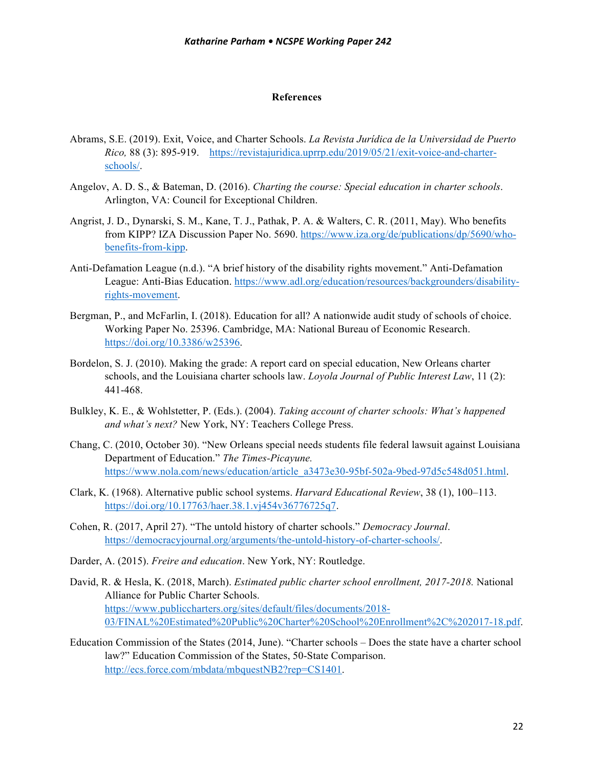## References

Abrams, S.E. (2019). Exit, Voice, and Charter Schools. *La Revista Jurídica de la Universidad de Puerto Rico,* 88 (3): 895-919. https://revistajuridica.uprrp.edu/2019/05/21/exit-voice-and-charter-schools/.

Angelov, A. D. S., & Bateman, D. (2016). *Charting the course: Special education in charter schools*. Arlington, VA: Council for Exceptional Children.

Angrist, J. D., Dynarski, S. M., Kane, T. J., Pathak, P. A. & Walters, C. R. (2011, May). Who benefits from KIPP? IZA Discussion Paper No. 5690. https://www.iza.org/de/publications/dp/5690/who-benefits-from-kipp.

Anti-Defamation League (n.d.). "A brief history of the disability rights movement." Anti-Defamation League: Anti-Bias Education. https://www.adl.org/education/resources/backgrounders/disability-rights-movement.

Bergman, P., and McFarlin, I. (2018). Education for all? A nationwide audit study of schools of choice. Working Paper No. 25396. Cambridge, MA: National Bureau of Economic Research. https://doi.org/10.3386/w25396.

Bordelon, S. J. (2010). Making the grade: A report card on special education, New Orleans charter schools, and the Louisiana charter schools law. *Loyola Journal of Public Interest Law*, 11 (2): 441-468.

Bulkley, K. E., & Wohlstetter, P. (Eds.). (2004). *Taking account of charter schools: What's happened and what's next?* New York, NY: Teachers College Press.

Chang, C. (2010, October 30). "New Orleans special needs students file federal lawsuit against Louisiana Department of Education." *The Times-Picayune.* https://www.nola.com/news/education/article_a3473e30-95bf-502a-9bed-97d5c548d051.html.

Clark, K. (1968). Alternative public school systems. *Harvard Educational Review*, 38 (1), 100–113. https://doi.org/10.17763/haer.38.1.vj454v36776725q7.

Cohen, R. (2017, April 27). "The untold history of charter schools." *Democracy Journal*. https://democracyjournal.org/arguments/the-untold-history-of-charter-schools/.

Darder, A. (2015). *Freire and education*. New York, NY: Routledge.

David, R. & Hesla, K. (2018, March). *Estimated public charter school enrollment, 2017-2018.* National Alliance for Public Charter Schools. https://www.publiccharters.org/sites/default/files/documents/2018-03/FINAL%20Estimated%20Public%20Charter%20School%20Enrollment%2C%202017-18.pdf.

Education Commission of the States (2014, June). "Charter schools – Does the state have a charter school law?" Education Commission of the States, 50-State Comparison. http://ecs.force.com/mbdata/mbquestNB2?rep=CS1401.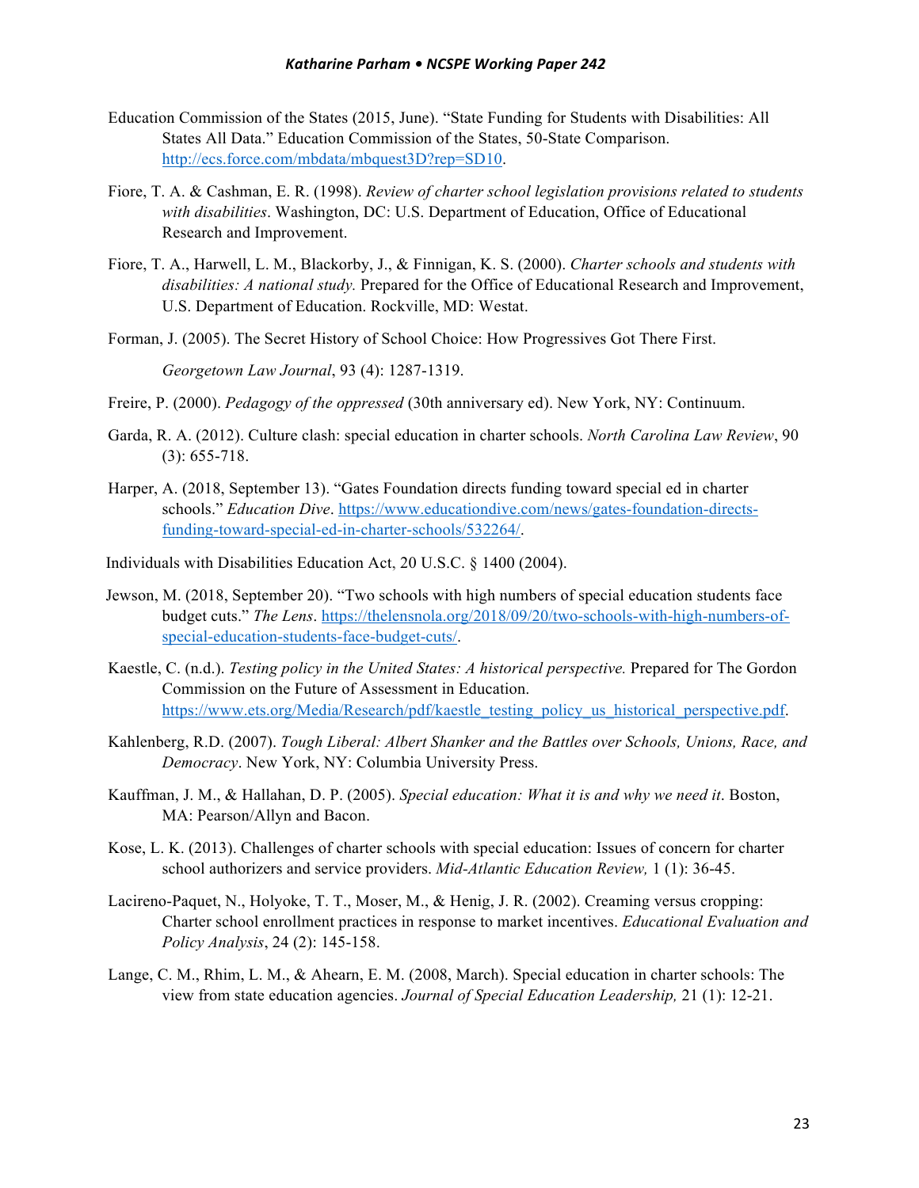Education Commission of the States (2015, June). "State Funding for Students with Disabilities: All States All Data." Education Commission of the States, 50-State Comparison. http://ecs.force.com/mbdata/mbquest3D?rep=SD10.

Fiore, T. A. & Cashman, E. R. (1998). *Review of charter school legislation provisions related to students with disabilities*. Washington, DC: U.S. Department of Education, Office of Educational Research and Improvement.

Fiore, T. A., Harwell, L. M., Blackorby, J., & Finnigan, K. S. (2000). *Charter schools and students with disabilities: A national study.* Prepared for the Office of Educational Research and Improvement, U.S. Department of Education. Rockville, MD: Westat.

Forman, J. (2005). The Secret History of School Choice: How Progressives Got There First. *Georgetown Law Journal*, 93 (4): 1287-1319.

Freire, P. (2000). *Pedagogy of the oppressed* (30th anniversary ed). New York, NY: Continuum.

Garda, R. A. (2012). Culture clash: special education in charter schools. *North Carolina Law Review*, 90 (3): 655-718.

Harper, A. (2018, September 13). "Gates Foundation directs funding toward special ed in charter schools." *Education Dive*. https://www.educationdive.com/news/gates-foundation-directs-funding-toward-special-ed-in-charter-schools/532264/.

Individuals with Disabilities Education Act, 20 U.S.C. § 1400 (2004).

Jewson, M. (2018, September 20). "Two schools with high numbers of special education students face budget cuts." *The Lens*. https://thelensnola.org/2018/09/20/two-schools-with-high-numbers-of-special-education-students-face-budget-cuts/.

Kaestle, C. (n.d.). *Testing policy in the United States: A historical perspective.* Prepared for The Gordon Commission on the Future of Assessment in Education. https://www.ets.org/Media/Research/pdf/kaestle_testing_policy_us_historical_perspective.pdf.

Kahlenberg, R.D. (2007). *Tough Liberal: Albert Shanker and the Battles over Schools, Unions, Race, and Democracy*. New York, NY: Columbia University Press.

Kauffman, J. M., & Hallahan, D. P. (2005). *Special education: What it is and why we need it*. Boston, MA: Pearson/Allyn and Bacon.

Kose, L. K. (2013). Challenges of charter schools with special education: Issues of concern for charter school authorizers and service providers. *Mid-Atlantic Education Review,* 1 (1): 36-45.

Lacireno-Paquet, N., Holyoke, T. T., Moser, M., & Henig, J. R. (2002). Creaming versus cropping: Charter school enrollment practices in response to market incentives. *Educational Evaluation and Policy Analysis*, 24 (2): 145-158.

Lange, C. M., Rhim, L. M., & Ahearn, E. M. (2008, March). Special education in charter schools: The view from state education agencies. *Journal of Special Education Leadership,* 21 (1): 12-21.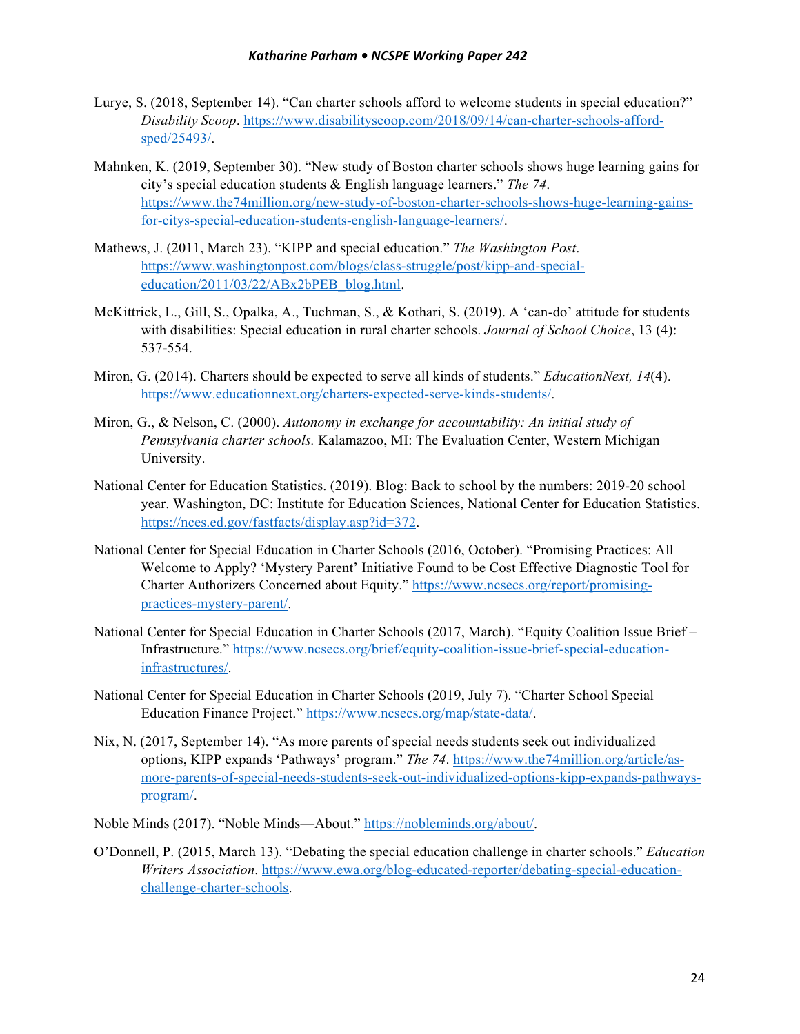Lurye, S. (2018, September 14). "Can charter schools afford to welcome students in special education?" *Disability Scoop*. https://www.disabilityscoop.com/2018/09/14/can-charter-schools-afford-sped/25493/.

Mahnken, K. (2019, September 30). "New study of Boston charter schools shows huge learning gains for city's special education students & English language learners." *The 74*. https://www.the74million.org/new-study-of-boston-charter-schools-shows-huge-learning-gains-for-citys-special-education-students-english-language-learners/.

Mathews, J. (2011, March 23). "KIPP and special education." *The Washington Post*. https://www.washingtonpost.com/blogs/class-struggle/post/kipp-and-special-education/2011/03/22/ABx2bPEB_blog.html.

McKittrick, L., Gill, S., Opalka, A., Tuchman, S., & Kothari, S. (2019). A 'can-do' attitude for students with disabilities: Special education in rural charter schools. *Journal of School Choice*, 13 (4): 537-554.

Miron, G. (2014). Charters should be expected to serve all kinds of students." *EducationNext, 14*(4). https://www.educationnext.org/charters-expected-serve-kinds-students/.

Miron, G., & Nelson, C. (2000). *Autonomy in exchange for accountability: An initial study of Pennsylvania charter schools.* Kalamazoo, MI: The Evaluation Center, Western Michigan University.

National Center for Education Statistics. (2019). Blog: Back to school by the numbers: 2019-20 school year. Washington, DC: Institute for Education Sciences, National Center for Education Statistics. https://nces.ed.gov/fastfacts/display.asp?id=372.

National Center for Special Education in Charter Schools (2016, October). "Promising Practices: All Welcome to Apply? 'Mystery Parent' Initiative Found to be Cost Effective Diagnostic Tool for Charter Authorizers Concerned about Equity." https://www.ncsecs.org/report/promising-practices-mystery-parent/.

National Center for Special Education in Charter Schools (2017, March). "Equity Coalition Issue Brief – Infrastructure." https://www.ncsecs.org/brief/equity-coalition-issue-brief-special-education-infrastructures/.

National Center for Special Education in Charter Schools (2019, July 7). "Charter School Special Education Finance Project." https://www.ncsecs.org/map/state-data/.

Nix, N. (2017, September 14). "As more parents of special needs students seek out individualized options, KIPP expands 'Pathways' program." *The 74*. https://www.the74million.org/article/as-more-parents-of-special-needs-students-seek-out-individualized-options-kipp-expands-pathways-program/.

Noble Minds (2017). "Noble Minds—About." https://nobleminds.org/about/.

O'Donnell, P. (2015, March 13). "Debating the special education challenge in charter schools." *Education Writers Association*. https://www.ewa.org/blog-educated-reporter/debating-special-education-challenge-charter-schools.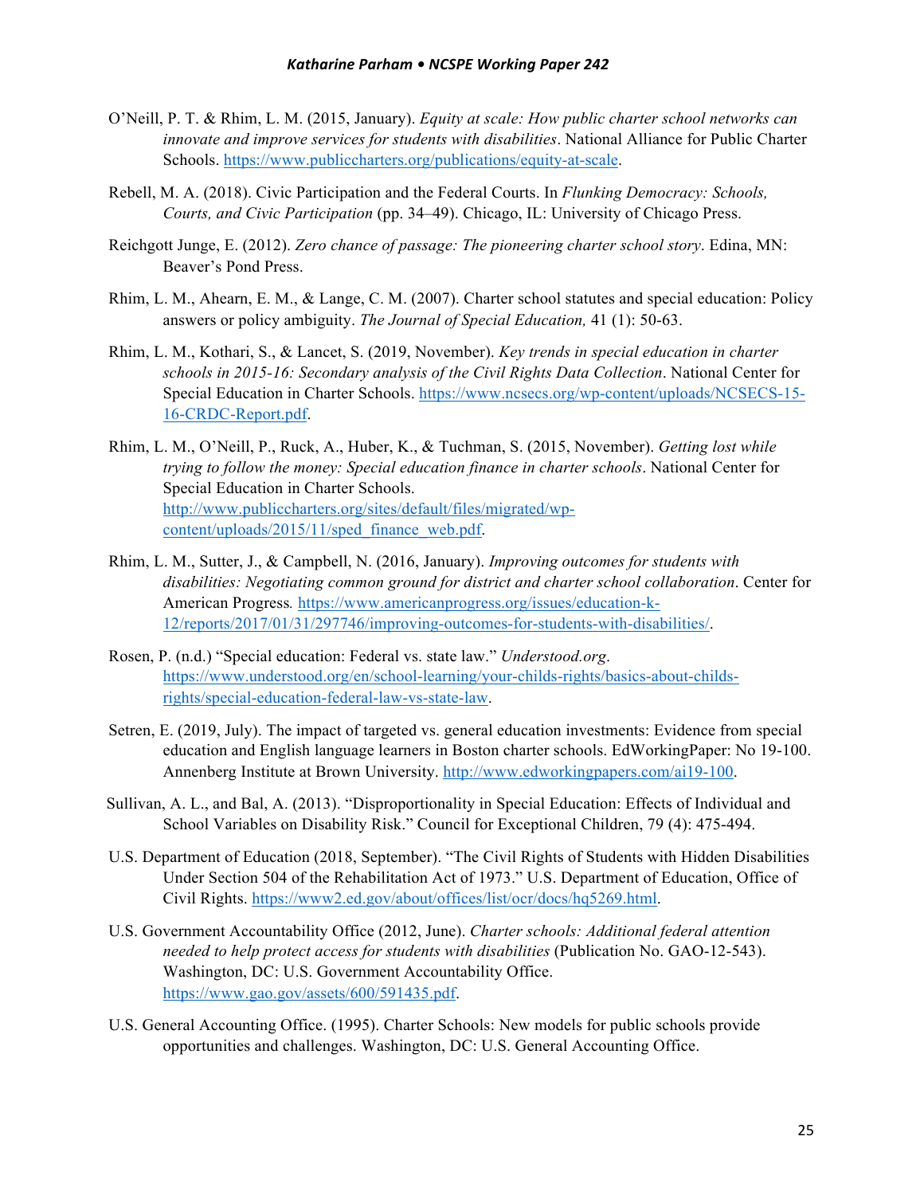O'Neill, P. T. & Rhim, L. M. (2015, January). *Equity at scale: How public charter school networks can innovate and improve services for students with disabilities*. National Alliance for Public Charter Schools. https://www.publiccharters.org/publications/equity-at-scale.

Rebell, M. A. (2018). Civic Participation and the Federal Courts. In *Flunking Democracy: Schools, Courts, and Civic Participation* (pp. 34–49). Chicago, IL: University of Chicago Press.

Reichgott Junge, E. (2012). *Zero chance of passage: The pioneering charter school story*. Edina, MN: Beaver's Pond Press.

Rhim, L. M., Ahearn, E. M., & Lange, C. M. (2007). Charter school statutes and special education: Policy answers or policy ambiguity. *The Journal of Special Education,* 41 (1): 50-63.

Rhim, L. M., Kothari, S., & Lancet, S. (2019, November). *Key trends in special education in charter schools in 2015-16: Secondary analysis of the Civil Rights Data Collection*. National Center for Special Education in Charter Schools. https://www.ncsecs.org/wp-content/uploads/NCSECS-15-16-CRDC-Report.pdf.

Rhim, L. M., O'Neill, P., Ruck, A., Huber, K., & Tuchman, S. (2015, November). *Getting lost while trying to follow the money: Special education finance in charter schools*. National Center for Special Education in Charter Schools. http://www.publiccharters.org/sites/default/files/migrated/wp-content/uploads/2015/11/sped_finance_web.pdf.

Rhim, L. M., Sutter, J., & Campbell, N. (2016, January). *Improving outcomes for students with disabilities: Negotiating common ground for district and charter school collaboration*. Center for American Progress*.* https://www.americanprogress.org/issues/education-k-12/reports/2017/01/31/297746/improving-outcomes-for-students-with-disabilities/.

Rosen, P. (n.d.) "Special education: Federal vs. state law." *Understood.org*. https://www.understood.org/en/school-learning/your-childs-rights/basics-about-childs-rights/special-education-federal-law-vs-state-law.

Setren, E. (2019, July). The impact of targeted vs. general education investments: Evidence from special education and English language learners in Boston charter schools. EdWorkingPaper: No 19-100. Annenberg Institute at Brown University. http://www.edworkingpapers.com/ai19-100.

Sullivan, A. L., and Bal, A. (2013). "Disproportionality in Special Education: Effects of Individual and School Variables on Disability Risk." Council for Exceptional Children, 79 (4): 475-494.

U.S. Department of Education (2018, September). "The Civil Rights of Students with Hidden Disabilities Under Section 504 of the Rehabilitation Act of 1973." U.S. Department of Education, Office of Civil Rights. https://www2.ed.gov/about/offices/list/ocr/docs/hq5269.html.

U.S. Government Accountability Office (2012, June). *Charter schools: Additional federal attention needed to help protect access for students with disabilities* (Publication No. GAO-12-543). Washington, DC: U.S. Government Accountability Office. https://www.gao.gov/assets/600/591435.pdf.

U.S. General Accounting Office. (1995). Charter Schools: New models for public schools provide opportunities and challenges. Washington, DC: U.S. General Accounting Office.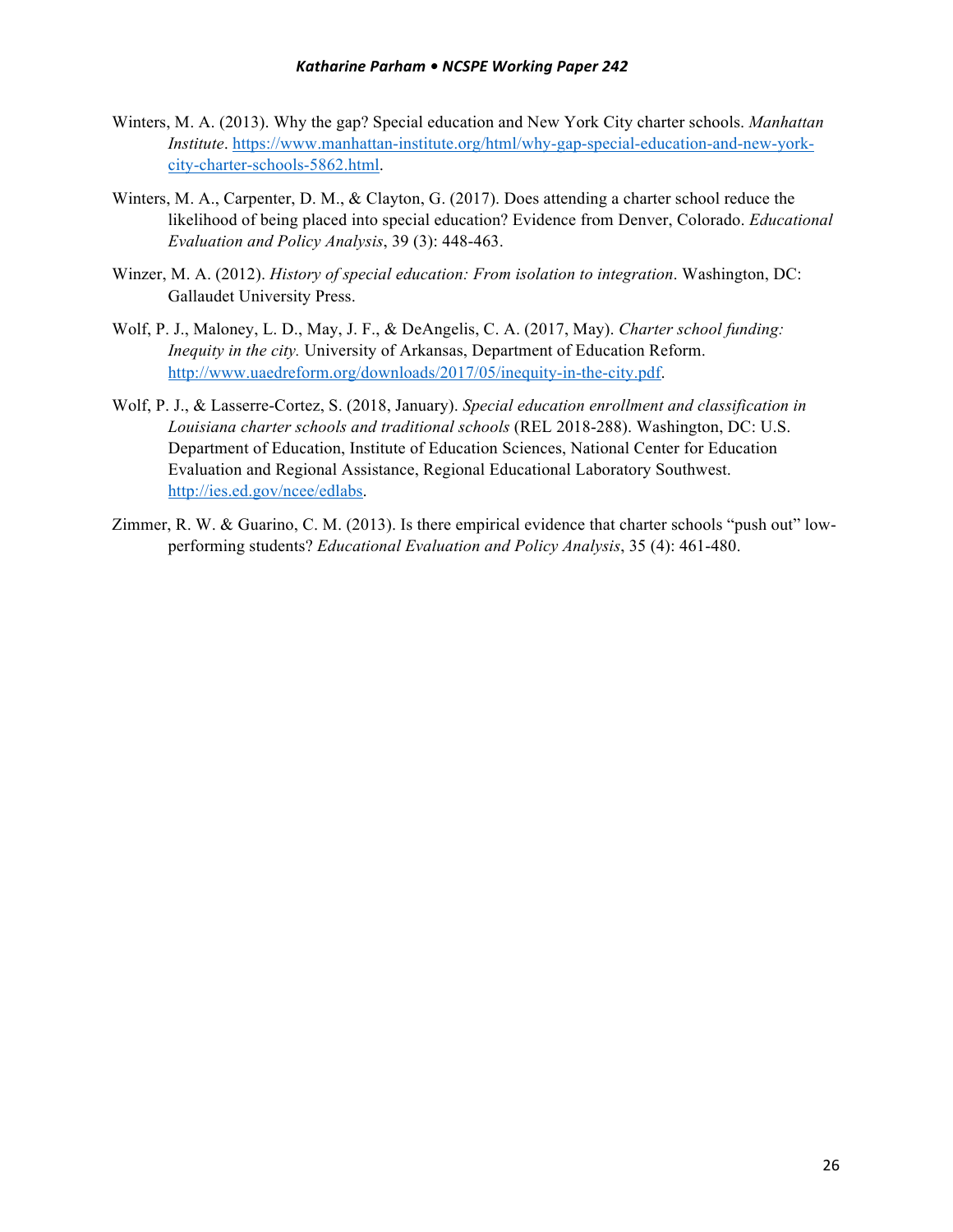Winters, M. A. (2013). Why the gap? Special education and New York City charter schools. *Manhattan Institute*. https://www.manhattan-institute.org/html/why-gap-special-education-and-new-york-city-charter-schools-5862.html.

Winters, M. A., Carpenter, D. M., & Clayton, G. (2017). Does attending a charter school reduce the likelihood of being placed into special education? Evidence from Denver, Colorado. *Educational Evaluation and Policy Analysis*, 39 (3): 448-463.

Winzer, M. A. (2012). *History of special education: From isolation to integration*. Washington, DC: Gallaudet University Press.

Wolf, P. J., Maloney, L. D., May, J. F., & DeAngelis, C. A. (2017, May). *Charter school funding: Inequity in the city.* University of Arkansas, Department of Education Reform. http://www.uaedreform.org/downloads/2017/05/inequity-in-the-city.pdf.

Wolf, P. J., & Lasserre-Cortez, S. (2018, January). *Special education enrollment and classification in Louisiana charter schools and traditional schools* (REL 2018-288). Washington, DC: U.S. Department of Education, Institute of Education Sciences, National Center for Education Evaluation and Regional Assistance, Regional Educational Laboratory Southwest. http://ies.ed.gov/ncee/edlabs.

Zimmer, R. W. & Guarino, C. M. (2013). Is there empirical evidence that charter schools "push out" low-performing students? *Educational Evaluation and Policy Analysis*, 35 (4): 461-480.